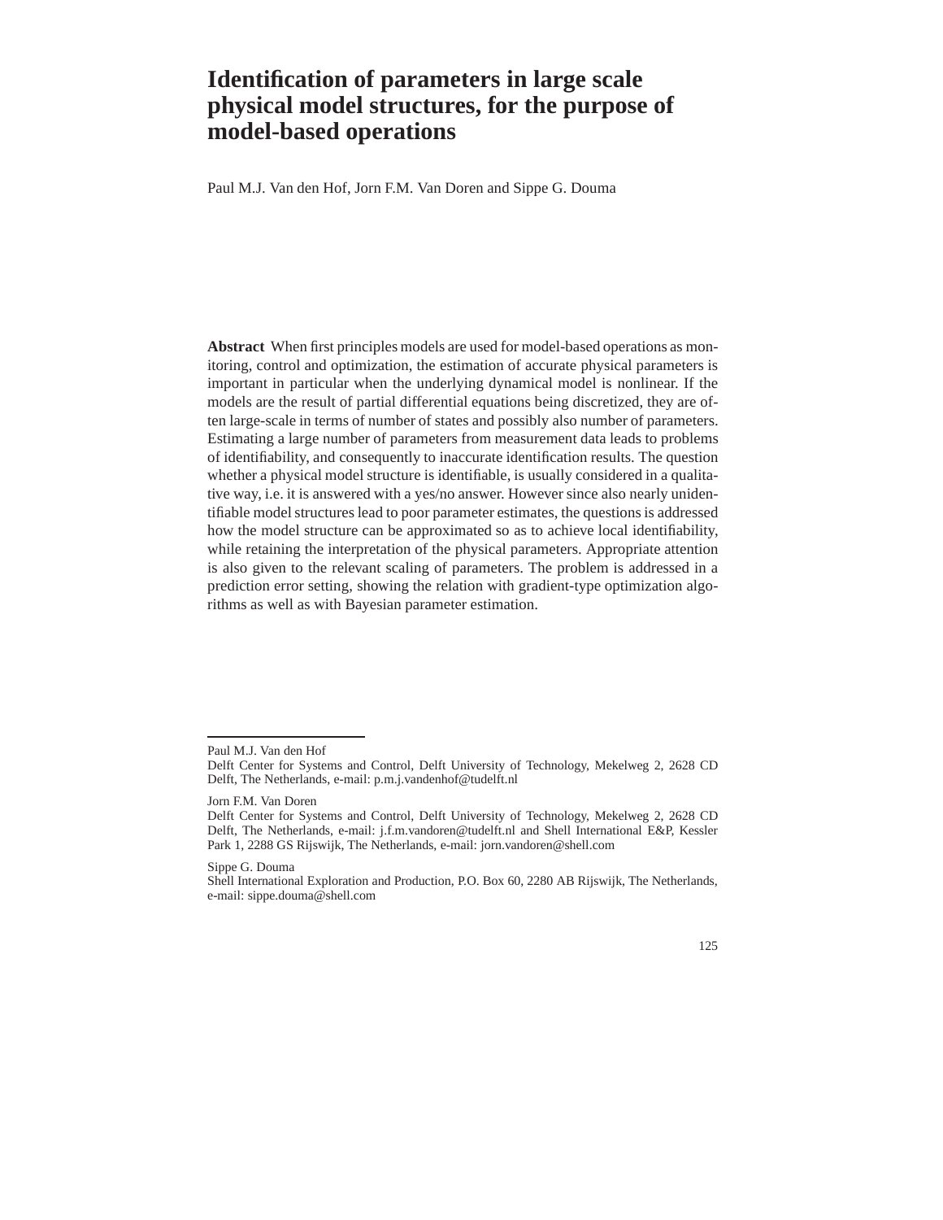# Identification of parameters in large scale physical model structures, for the purpose of model-based operations

Paul M.J. Van den Hof, Jorn F.M. Van Doren and Sippe G. Douma

**Abstract** When first principles models are used for model-based operations as monitoring, control and optimization, the estimation of accurate physical parameters is important in particular when the underlying dynamical model is nonlinear. If the models are the result of partial differential equations being discretized, they are often large-scale in terms of number of states and possibly also number of parameters. Estimating a large number of parameters from measurement data leads to problems of identifiability, and consequently to inaccurate identification results. The question whether a physical model structure is identifiable, is usually considered in a qualitative way, i.e. it is answered with a yes/no answer. However since also nearly unidentifiable model structures lead to poor parameter estimates, the questions is addressed how the model structure can be approximated so as to achieve local identifiability, while retaining the interpretation of the physical parameters. Appropriate attention is also given to the relevant scaling of parameters. The problem is addressed in a prediction error setting, showing the relation with gradient-type optimization algorithms as well as with Bayesian parameter estimation.

---

Paul M.J. Van den Hof
Delft Center for Systems and Control, Delft University of Technology, Mekelweg 2, 2628 CD Delft, The Netherlands, e-mail: p.m.j.vandenhof@tudelft.nl

Jorn F.M. Van Doren
Delft Center for Systems and Control, Delft University of Technology, Mekelweg 2, 2628 CD Delft, The Netherlands, e-mail: j.f.m.vandoren@tudelft.nl and Shell International E&P, Kessler Park 1, 2288 GS Rijswijk, The Netherlands, e-mail: jorn.vandoren@shell.com

Sippe G. Douma
Shell International Exploration and Production, P.O. Box 60, 2280 AB Rijswijk, The Netherlands, e-mail: sippe.douma@shell.com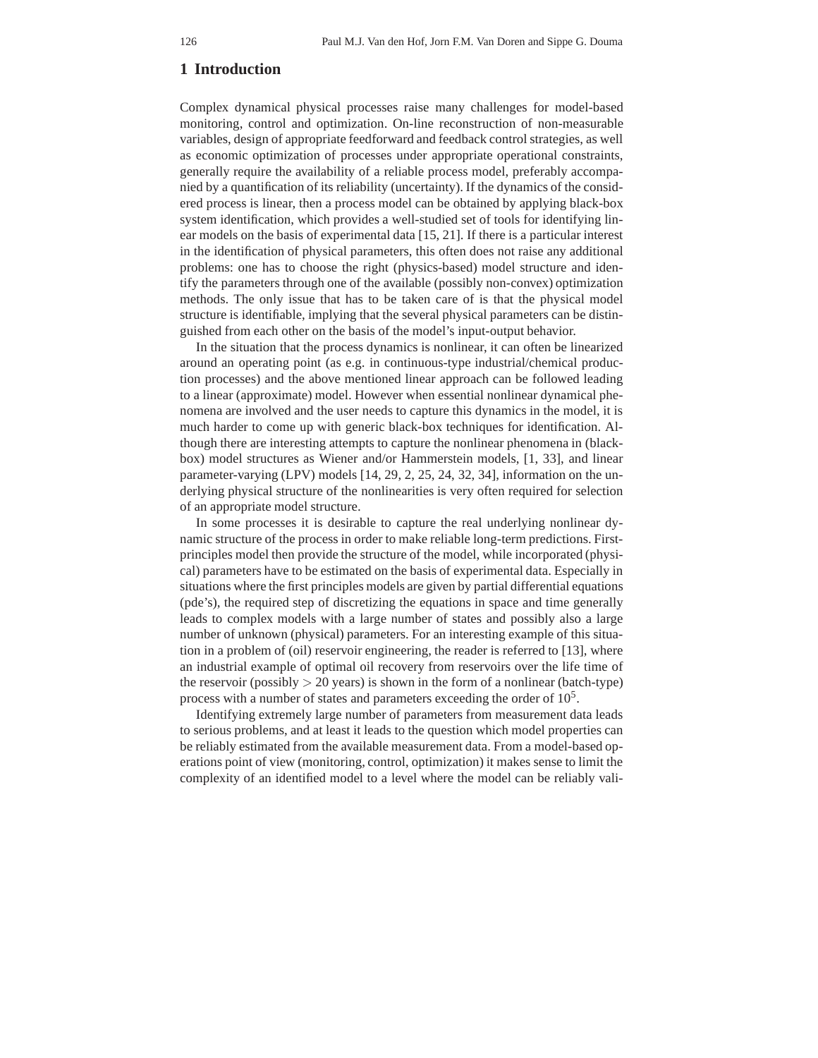## 1 Introduction

Complex dynamical physical processes raise many challenges for model-based monitoring, control and optimization. On-line reconstruction of non-measurable variables, design of appropriate feedforward and feedback control strategies, as well as economic optimization of processes under appropriate operational constraints, generally require the availability of a reliable process model, preferably accompanied by a quantification of its reliability (uncertainty). If the dynamics of the considered process is linear, then a process model can be obtained by applying black-box system identification, which provides a well-studied set of tools for identifying linear models on the basis of experimental data [15, 21]. If there is a particular interest in the identification of physical parameters, this often does not raise any additional problems: one has to choose the right (physics-based) model structure and identify the parameters through one of the available (possibly non-convex) optimization methods. The only issue that has to be taken care of is that the physical model structure is identifiable, implying that the several physical parameters can be distinguished from each other on the basis of the model's input-output behavior.

In the situation that the process dynamics is nonlinear, it can often be linearized around an operating point (as e.g. in continuous-type industrial/chemical production processes) and the above mentioned linear approach can be followed leading to a linear (approximate) model. However when essential nonlinear dynamical phenomena are involved and the user needs to capture this dynamics in the model, it is much harder to come up with generic black-box techniques for identification. Although there are interesting attempts to capture the nonlinear phenomena in (black-box) model structures as Wiener and/or Hammerstein models, [1, 33], and linear parameter-varying (LPV) models [14, 29, 2, 25, 24, 32, 34], information on the underlying physical structure of the nonlinearities is very often required for selection of an appropriate model structure.

In some processes it is desirable to capture the real underlying nonlinear dynamic structure of the process in order to make reliable long-term predictions. First-principles model then provide the structure of the model, while incorporated (physical) parameters have to be estimated on the basis of experimental data. Especially in situations where the first principles models are given by partial differential equations (pde's), the required step of discretizing the equations in space and time generally leads to complex models with a large number of states and possibly also a large number of unknown (physical) parameters. For an interesting example of this situation in a problem of (oil) reservoir engineering, the reader is referred to [13], where an industrial example of optimal oil recovery from reservoirs over the life time of the reservoir (possibly $> 20$ years) is shown in the form of a nonlinear (batch-type) process with a number of states and parameters exceeding the order of $10^5$.

Identifying extremely large number of parameters from measurement data leads to serious problems, and at least it leads to the question which model properties can be reliably estimated from the available measurement data. From a model-based operations point of view (monitoring, control, optimization) it makes sense to limit the complexity of an identified model to a level where the model can be reliably vali-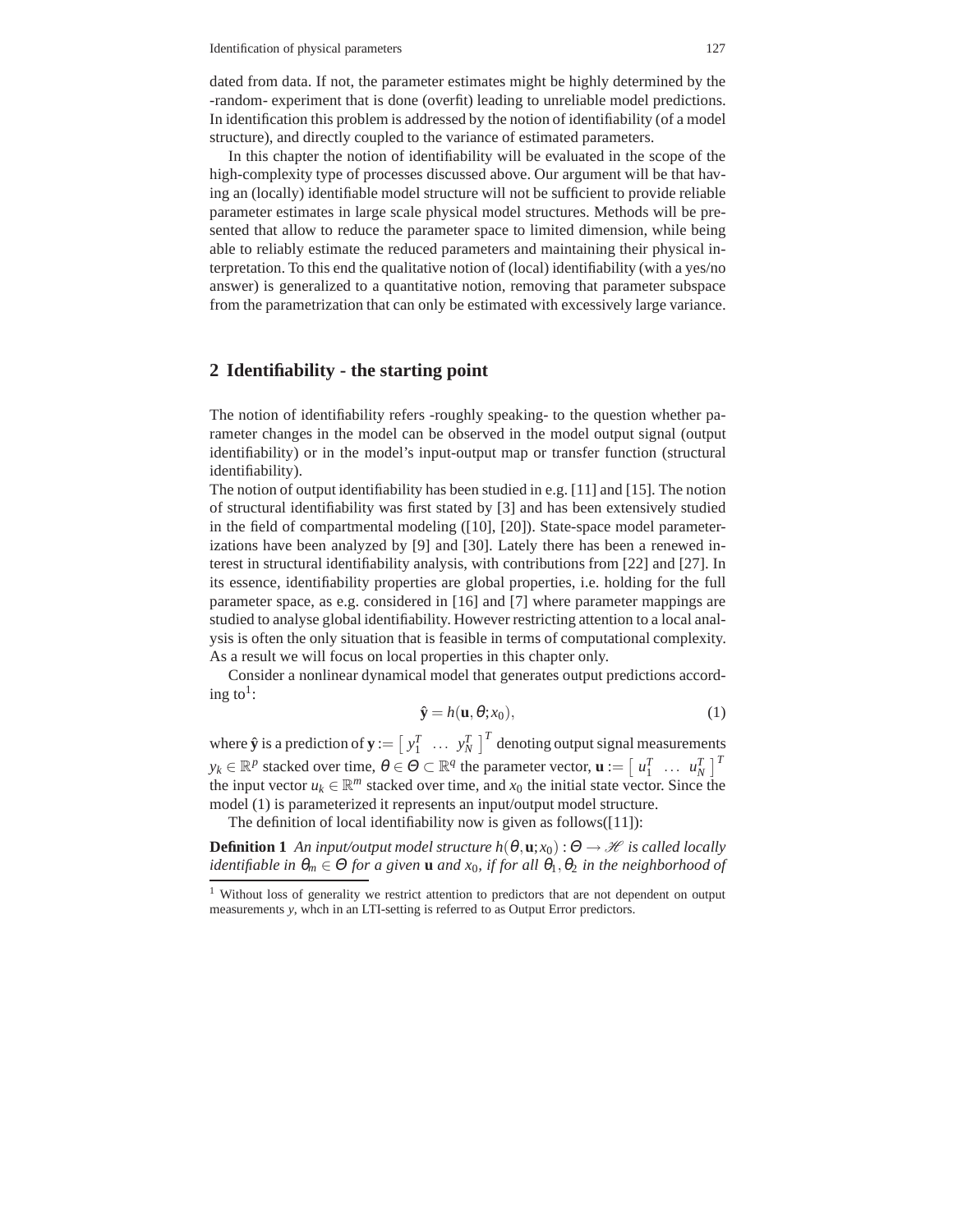dated from data. If not, the parameter estimates might be highly determined by the -random- experiment that is done (overfit) leading to unreliable model predictions. In identification this problem is addressed by the notion of identifiability (of a model structure), and directly coupled to the variance of estimated parameters.

In this chapter the notion of identifiability will be evaluated in the scope of the high-complexity type of processes discussed above. Our argument will be that having an (locally) identifiable model structure will not be sufficient to provide reliable parameter estimates in large scale physical model structures. Methods will be presented that allow to reduce the parameter space to limited dimension, while being able to reliably estimate the reduced parameters and maintaining their physical interpretation. To this end the qualitative notion of (local) identifiability (with a yes/no answer) is generalized to a quantitative notion, removing that parameter subspace from the parametrization that can only be estimated with excessively large variance.

## 2 Identifiability - the starting point

The notion of identifiability refers -roughly speaking- to the question whether parameter changes in the model can be observed in the model output signal (output identifiability) or in the model's input-output map or transfer function (structural identifiability).

The notion of output identifiability has been studied in e.g. [11] and [15]. The notion of structural identifiability was first stated by [3] and has been extensively studied in the field of compartmental modeling ([10], [20]). State-space model parameterizations have been analyzed by [9] and [30]. Lately there has been a renewed interest in structural identifiability analysis, with contributions from [22] and [27]. In its essence, identifiability properties are global properties, i.e. holding for the full parameter space, as e.g. considered in [16] and [7] where parameter mappings are studied to analyse global identifiability. However restricting attention to a local analysis is often the only situation that is feasible in terms of computational complexity. As a result we will focus on local properties in this chapter only.

Consider a nonlinear dynamical model that generates output predictions according to[1]:

$$\hat{\mathbf{y}} = h(\mathbf{u}, \theta; x_0), \tag{1}$$

where $\hat{\mathbf{y}}$ is a prediction of $\mathbf{y} := \left[ \, y_1^T \; \dots \; y_N^T \, \right]^T$ denoting output signal measurements $y_k \in \mathbb{R}^p$ stacked over time, $\theta \in \Theta \subset \mathbb{R}^q$ the parameter vector, $\mathbf{u} := \left[ \, u_1^T \; \dots \; u_N^T \, \right]^T$ the input vector $u_k \in \mathbb{R}^m$ stacked over time, and $x_0$ the initial state vector. Since the model (1) is parameterized it represents an input/output model structure.

The definition of local identifiability now is given as follows([11]):

**Definition 1** *An input/output model structure $h(\theta, \mathbf{u}; x_0) : \Theta \to \mathscr{H}$ is called locally identifiable in $\theta_m \in \Theta$ for a given $\mathbf{u}$ and $x_0$, if for all $\theta_1, \theta_2$ in the neighborhood of*

---

[1] Without loss of generality we restrict attention to predictors that are not dependent on output measurements $y$, whch in an LTI-setting is referred to as Output Error predictors.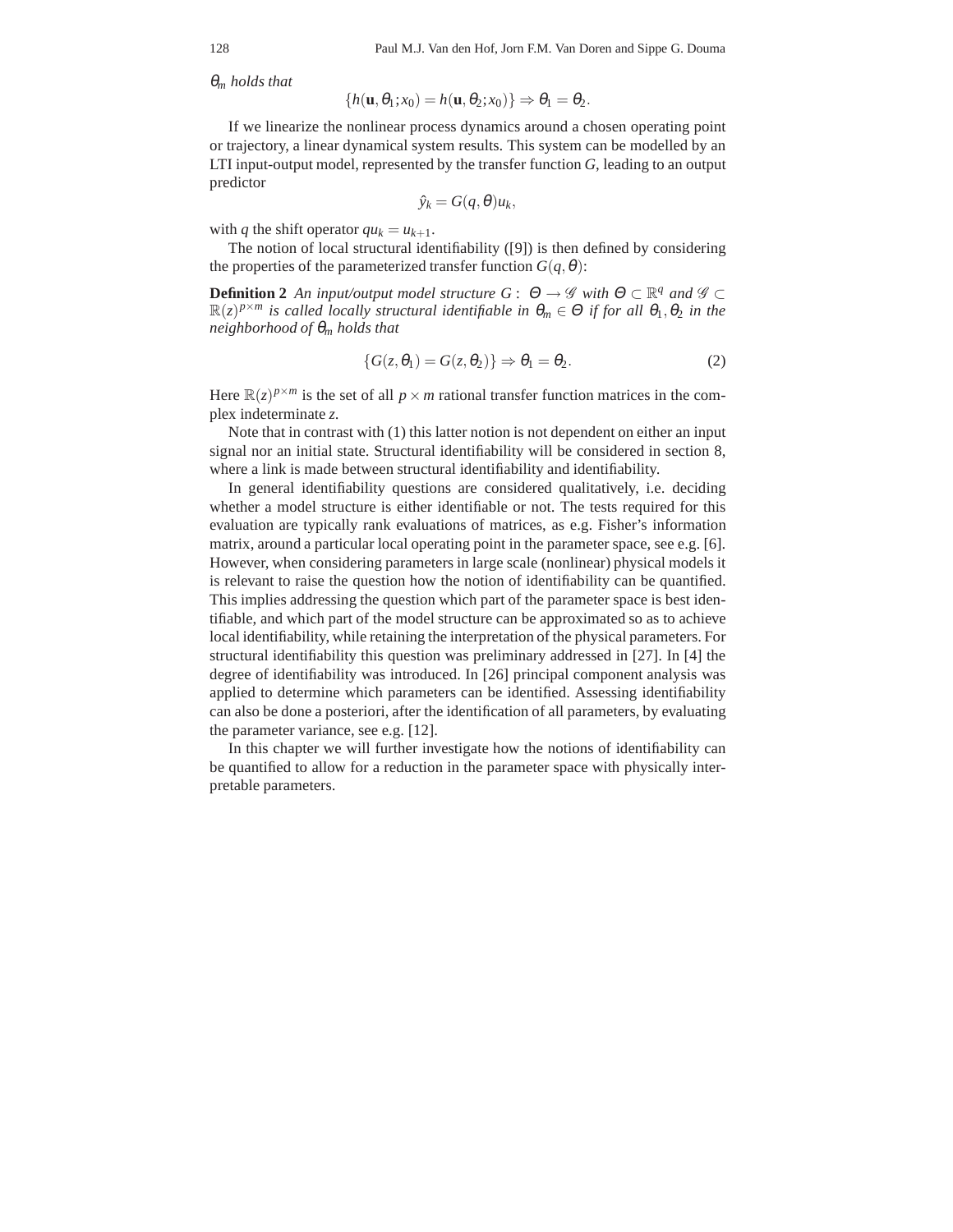$\theta_m$ *holds that*

$$\{h(\mathbf{u}, \theta_1; x_0) = h(\mathbf{u}, \theta_2; x_0)\} \Rightarrow \theta_1 = \theta_2.$$

If we linearize the nonlinear process dynamics around a chosen operating point or trajectory, a linear dynamical system results. This system can be modelled by an LTI input-output model, represented by the transfer function $G$, leading to an output predictor

$$\hat{y}_k = G(q, \theta) u_k,$$

with $q$ the shift operator $qu_k = u_{k+1}$.

The notion of local structural identifiability ([9]) is then defined by considering the properties of the parameterized transfer function $G(q, \theta)$:

**Definition 2** *An input/output model structure* $G: \Theta \rightarrow \mathscr{G}$ *with* $\Theta \subset \mathbb{R}^q$ *and* $\mathscr{G} \subset \mathbb{R}(z)^{p \times m}$ *is called locally structural identifiable in* $\theta_m \in \Theta$ *if for all* $\theta_1, \theta_2$ *in the neighborhood of* $\theta_m$ *holds that*

$$\{G(z, \theta_1) = G(z, \theta_2)\} \Rightarrow \theta_1 = \theta_2. \tag{2}$$

Here $\mathbb{R}(z)^{p \times m}$ is the set of all $p \times m$ rational transfer function matrices in the complex indeterminate $z$.

Note that in contrast with (1) this latter notion is not dependent on either an input signal nor an initial state. Structural identifiability will be considered in section 8, where a link is made between structural identifiability and identifiability.

In general identifiability questions are considered qualitatively, i.e. deciding whether a model structure is either identifiable or not. The tests required for this evaluation are typically rank evaluations of matrices, as e.g. Fisher's information matrix, around a particular local operating point in the parameter space, see e.g. [6]. However, when considering parameters in large scale (nonlinear) physical models it is relevant to raise the question how the notion of identifiability can be quantified. This implies addressing the question which part of the parameter space is best identifiable, and which part of the model structure can be approximated so as to achieve local identifiability, while retaining the interpretation of the physical parameters. For structural identifiability this question was preliminary addressed in [27]. In [4] the degree of identifiability was introduced. In [26] principal component analysis was applied to determine which parameters can be identified. Assessing identifiability can also be done a posteriori, after the identification of all parameters, by evaluating the parameter variance, see e.g. [12].

In this chapter we will further investigate how the notions of identifiability can be quantified to allow for a reduction in the parameter space with physically interpretable parameters.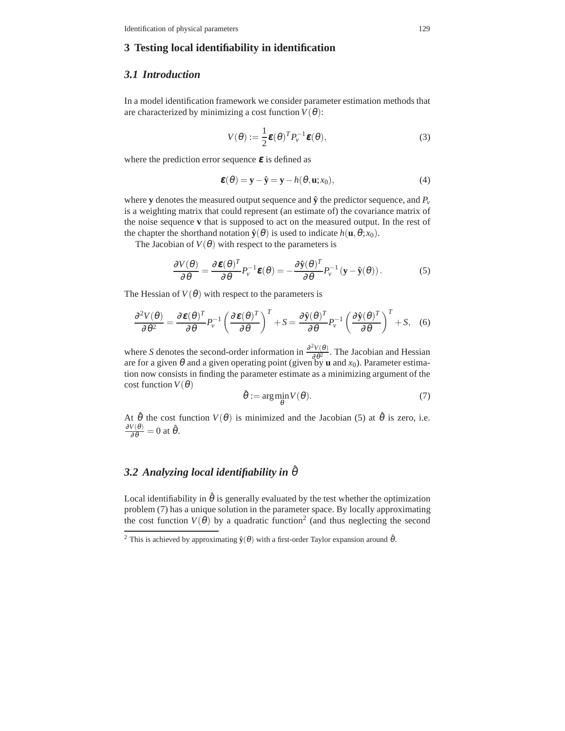## 3 Testing local identifiability in identification

### 3.1 Introduction

In a model identification framework we consider parameter estimation methods that are characterized by minimizing a cost function $V(\theta)$:

$$V(\theta) := \frac{1}{2}\boldsymbol{\varepsilon}(\theta)^T P_v^{-1} \boldsymbol{\varepsilon}(\theta), \tag{3}$$

where the prediction error sequence $\boldsymbol{\varepsilon}$ is defined as

$$\boldsymbol{\varepsilon}(\theta) = \mathbf{y} - \hat{\mathbf{y}} = \mathbf{y} - h(\theta, \mathbf{u}; x_0), \tag{4}$$

where $\mathbf{y}$ denotes the measured output sequence and $\hat{\mathbf{y}}$ the predictor sequence, and $P_v$ is a weighting matrix that could represent (an estimate of) the covariance matrix of the noise sequence $\mathbf{v}$ that is supposed to act on the measured output. In the rest of the chapter the shorthand notation $\hat{\mathbf{y}}(\theta)$ is used to indicate $h(\mathbf{u}, \theta; x_0)$.

The Jacobian of $V(\theta)$ with respect to the parameters is

$$\frac{\partial V(\theta)}{\partial \theta} = \frac{\partial \boldsymbol{\varepsilon}(\theta)^T}{\partial \theta} P_v^{-1} \boldsymbol{\varepsilon}(\theta) = -\frac{\partial \hat{\mathbf{y}}(\theta)^T}{\partial \theta} P_v^{-1} \left(\mathbf{y} - \hat{\mathbf{y}}(\theta)\right). \tag{5}$$

The Hessian of $V(\theta)$ with respect to the parameters is

$$\frac{\partial^2 V(\theta)}{\partial \theta^2} = \frac{\partial \boldsymbol{\varepsilon}(\theta)^T}{\partial \theta} P_v^{-1} \left(\frac{\partial \boldsymbol{\varepsilon}(\theta)^T}{\partial \theta}\right)^T + S = \frac{\partial \hat{\mathbf{y}}(\theta)^T}{\partial \theta} P_v^{-1} \left(\frac{\partial \hat{\mathbf{y}}(\theta)^T}{\partial \theta}\right)^T + S, \tag{6}$$

where $S$ denotes the second-order information in $\frac{\partial^2 V(\theta)}{\partial \theta^2}$. The Jacobian and Hessian are for a given $\theta$ and a given operating point (given by $\mathbf{u}$ and $x_0$). Parameter estimation now consists in finding the parameter estimate as a minimizing argument of the cost function $V(\theta)$

$$\hat{\theta} := \arg\min_{\theta} V(\theta). \tag{7}$$

At $\hat{\theta}$ the cost function $V(\theta)$ is minimized and the Jacobian (5) at $\hat{\theta}$ is zero, i.e. $\frac{\partial V(\theta)}{\partial \theta} = 0$ at $\hat{\theta}$.

### 3.2 Analyzing local identifiability in $\hat{\theta}$

Local identifiability in $\hat{\theta}$ is generally evaluated by the test whether the optimization problem (7) has a unique solution in the parameter space. By locally approximating the cost function $V(\theta)$ by a quadratic function[2] (and thus neglecting the second

[2] This is achieved by approximating $\hat{\mathbf{y}}(\theta)$ with a first-order Taylor expansion around $\hat{\theta}$.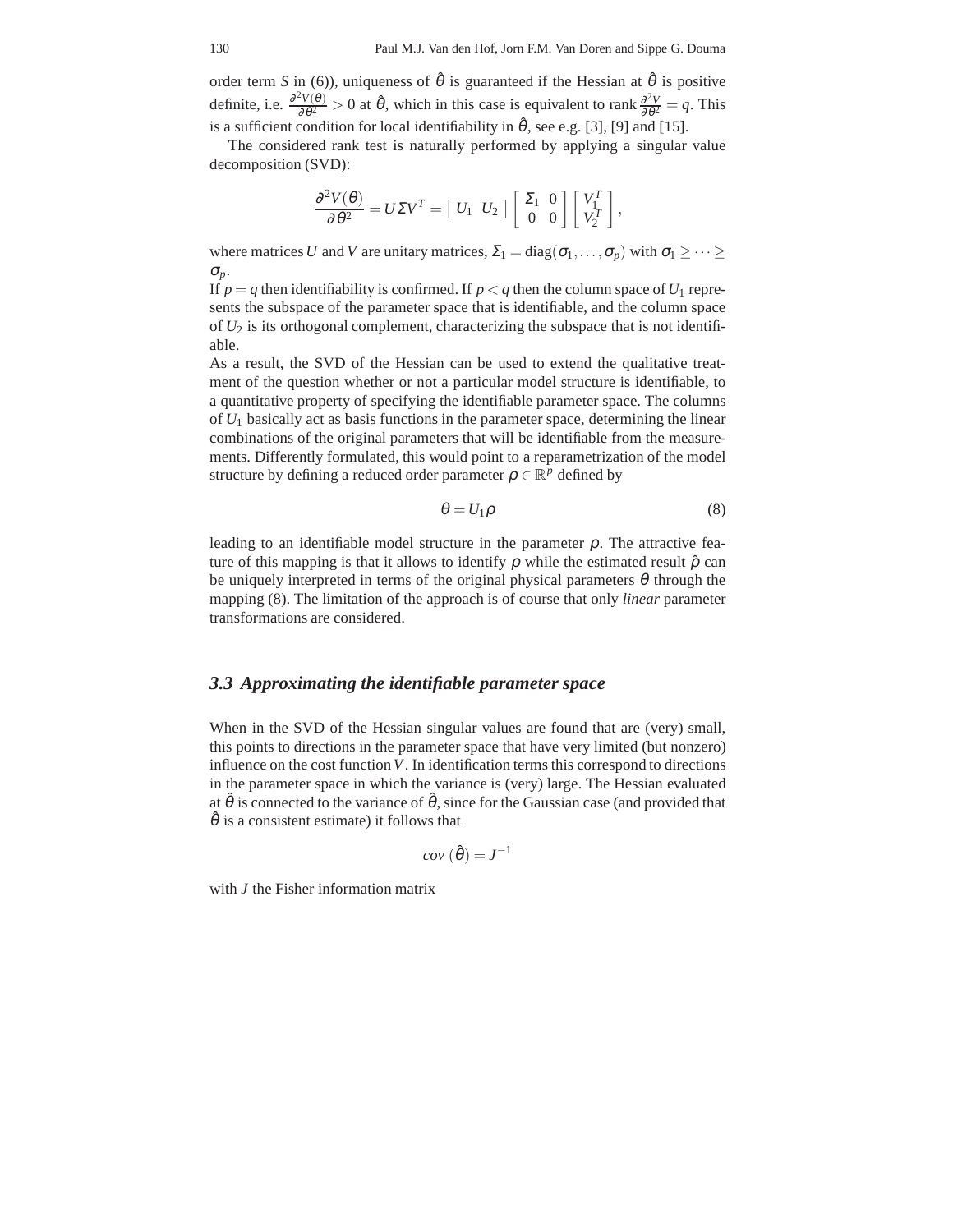order term $S$ in (6)), uniqueness of $\hat{\theta}$ is guaranteed if the Hessian at $\hat{\theta}$ is positive definite, i.e. $\frac{\partial^2 V(\theta)}{\partial \theta^2} > 0$ at $\hat{\theta}$, which in this case is equivalent to rank $\frac{\partial^2 V}{\partial \theta^2} = q$. This is a sufficient condition for local identifiability in $\hat{\theta}$, see e.g. [3], [9] and [15].

The considered rank test is naturally performed by applying a singular value decomposition (SVD):

$$\frac{\partial^2 V(\theta)}{\partial \theta^2} = U \Sigma V^T = \begin{bmatrix} U_1 & U_2 \end{bmatrix} \begin{bmatrix} \Sigma_1 & 0 \\ 0 & 0 \end{bmatrix} \begin{bmatrix} V_1^T \\ V_2^T \end{bmatrix},$$

where matrices $U$ and $V$ are unitary matrices, $\Sigma_1 = \text{diag}(\sigma_1, \ldots, \sigma_p)$ with $\sigma_1 \geq \cdots \geq \sigma_p$.

If $p = q$ then identifiability is confirmed. If $p < q$ then the column space of $U_1$ represents the subspace of the parameter space that is identifiable, and the column space of $U_2$ is its orthogonal complement, characterizing the subspace that is not identifiable.

As a result, the SVD of the Hessian can be used to extend the qualitative treatment of the question whether or not a particular model structure is identifiable, to a quantitative property of specifying the identifiable parameter space. The columns of $U_1$ basically act as basis functions in the parameter space, determining the linear combinations of the original parameters that will be identifiable from the measurements. Differently formulated, this would point to a reparametrization of the model structure by defining a reduced order parameter $\rho \in \mathbb{R}^p$ defined by

$$\theta = U_1 \rho \tag{8}$$

leading to an identifiable model structure in the parameter $\rho$. The attractive feature of this mapping is that it allows to identify $\rho$ while the estimated result $\hat{\rho}$ can be uniquely interpreted in terms of the original physical parameters $\theta$ through the mapping (8). The limitation of the approach is of course that only *linear* parameter transformations are considered.

### 3.3 Approximating the identifiable parameter space

When in the SVD of the Hessian singular values are found that are (very) small, this points to directions in the parameter space that have very limited (but nonzero) influence on the cost function $V$. In identification terms this correspond to directions in the parameter space in which the variance is (very) large. The Hessian evaluated at $\hat{\theta}$ is connected to the variance of $\hat{\theta}$, since for the Gaussian case (and provided that $\hat{\theta}$ is a consistent estimate) it follows that

$$cov\ (\hat{\theta}) = J^{-1}$$

with $J$ the Fisher information matrix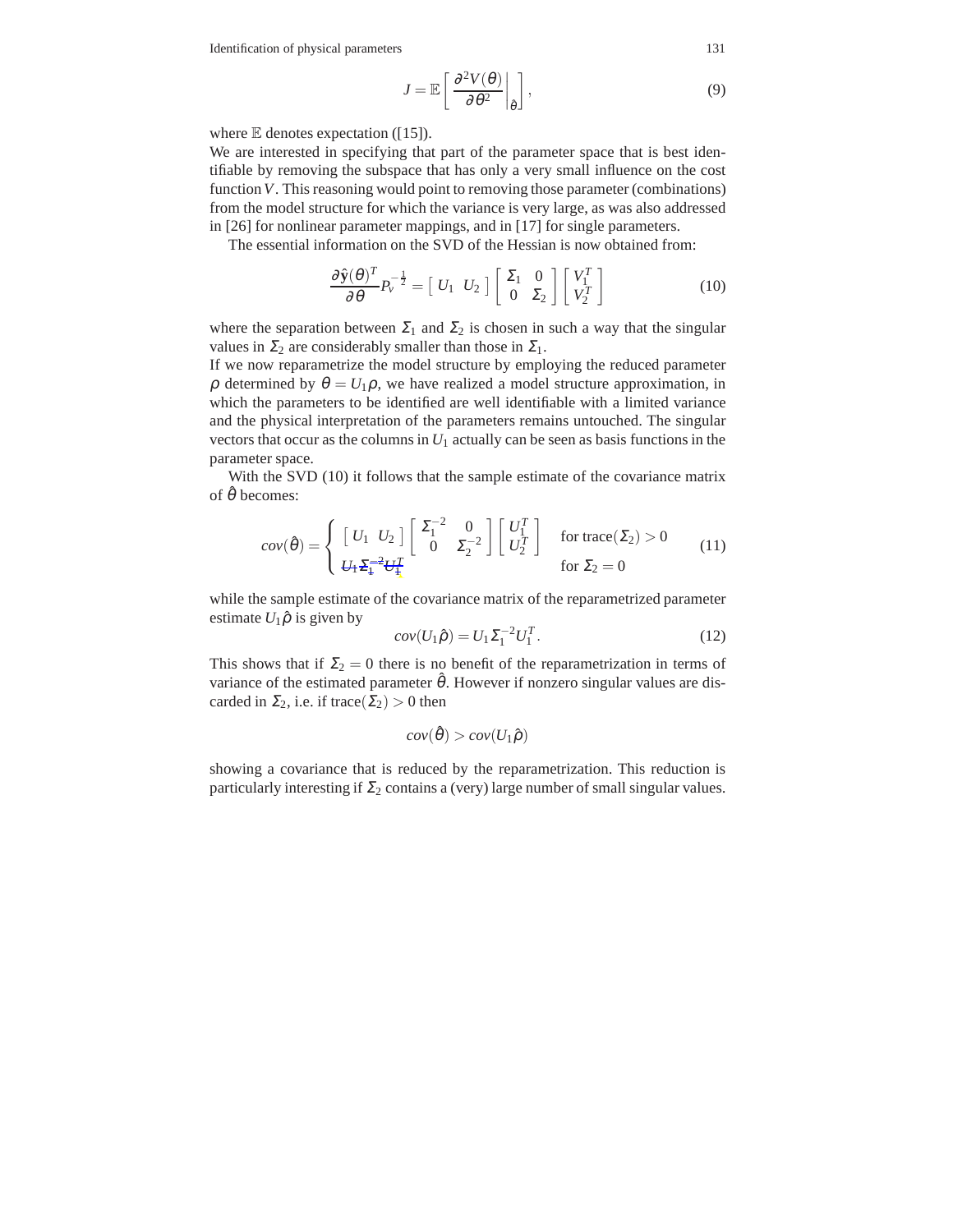$$J = \mathbb{E}\left[ \left. \frac{\partial^2 V(\theta)}{\partial \theta^2} \right|_{\hat{\theta}} \right], \tag{9}$$

where $\mathbb{E}$ denotes expectation ([15]).

We are interested in specifying that part of the parameter space that is best identifiable by removing the subspace that has only a very small influence on the cost function $V$. This reasoning would point to removing those parameter (combinations) from the model structure for which the variance is very large, as was also addressed in [26] for nonlinear parameter mappings, and in [17] for single parameters.

The essential information on the SVD of the Hessian is now obtained from:

$$\frac{\partial \hat{y}(\theta)^T}{\partial \theta} P_v^{-\frac{1}{2}} = \left[ \begin{array}{cc} U_1 & U_2 \end{array} \right] \left[ \begin{array}{cc} \Sigma_1 & 0 \\ 0 & \Sigma_2 \end{array} \right] \left[ \begin{array}{c} V_1^T \\ V_2^T \end{array} \right] \tag{10}$$

where the separation between $\Sigma_1$ and $\Sigma_2$ is chosen in such a way that the singular values in $\Sigma_2$ are considerably smaller than those in $\Sigma_1$.

If we now reparametrize the model structure by employing the reduced parameter $\rho$ determined by $\theta = U_1 \rho$, we have realized a model structure approximation, in which the parameters to be identified are well identifiable with a limited variance and the physical interpretation of the parameters remains untouched. The singular vectors that occur as the columns in $U_1$ actually can be seen as basis functions in the parameter space.

With the SVD (10) it follows that the sample estimate of the covariance matrix of $\hat{\theta}$ becomes:

$$cov(\hat{\theta}) = \begin{cases} \left[ \begin{array}{cc} U_1 & U_2 \end{array} \right] \left[ \begin{array}{cc} \Sigma_1^{-2} & 0 \\ 0 & \Sigma_2^{-2} \end{array} \right] \left[ \begin{array}{c} U_1^T \\ U_2^T \end{array} \right] & \text{for } \mathrm{trace}(\Sigma_2) > 0 \\ U_1 \Sigma_1^{-2} U_1^T & \text{for } \Sigma_2 = 0 \end{cases} \tag{11}$$

while the sample estimate of the covariance matrix of the reparametrized parameter estimate $U_1 \hat{\rho}$ is given by

$$cov(U_1 \hat{\rho}) = U_1 \Sigma_1^{-2} U_1^T. \tag{12}$$

This shows that if $\Sigma_2 = 0$ there is no benefit of the reparametrization in terms of variance of the estimated parameter $\hat{\theta}$. However if nonzero singular values are discarded in $\Sigma_2$, i.e. if $\mathrm{trace}(\Sigma_2) > 0$ then

$$cov(\hat{\theta}) > cov(U_1 \hat{\rho})$$

showing a covariance that is reduced by the reparametrization. This reduction is particularly interesting if $\Sigma_2$ contains a (very) large number of small singular values.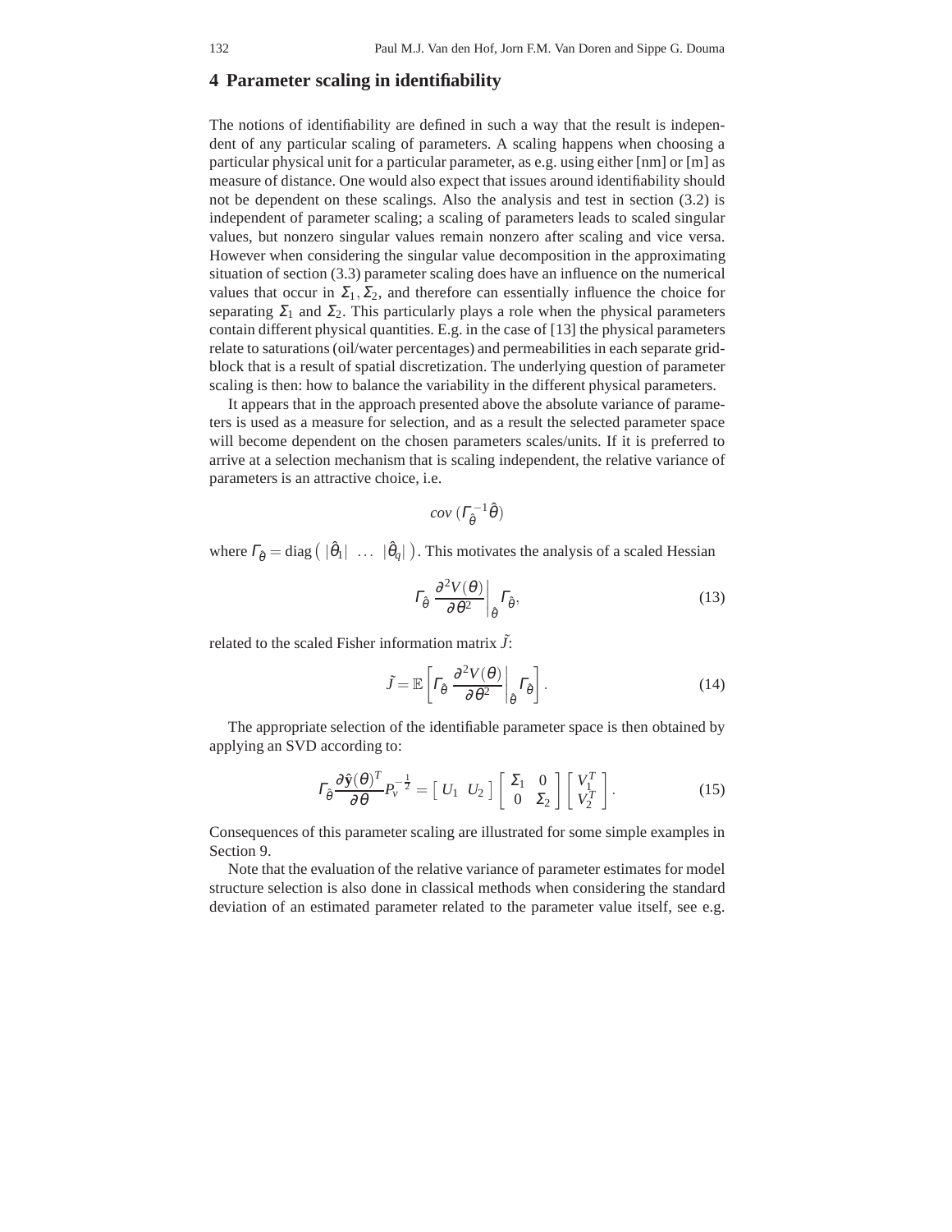## 4 Parameter scaling in identifiability

The notions of identifiability are defined in such a way that the result is independent of any particular scaling of parameters. A scaling happens when choosing a particular physical unit for a particular parameter, as e.g. using either [nm] or [m] as measure of distance. One would also expect that issues around identifiability should not be dependent on these scalings. Also the analysis and test in section (3.2) is independent of parameter scaling; a scaling of parameters leads to scaled singular values, but nonzero singular values remain nonzero after scaling and vice versa. However when considering the singular value decomposition in the approximating situation of section (3.3) parameter scaling does have an influence on the numerical values that occur in $\Sigma_1, \Sigma_2$, and therefore can essentially influence the choice for separating $\Sigma_1$ and $\Sigma_2$. This particularly plays a role when the physical parameters contain different physical quantities. E.g. in the case of [13] the physical parameters relate to saturations (oil/water percentages) and permeabilities in each separate grid-block that is a result of spatial discretization. The underlying question of parameter scaling is then: how to balance the variability in the different physical parameters.

It appears that in the approach presented above the absolute variance of parameters is used as a measure for selection, and as a result the selected parameter space will become dependent on the chosen parameters scales/units. If it is preferred to arrive at a selection mechanism that is scaling independent, the relative variance of parameters is an attractive choice, i.e.

$$cov\,(\Gamma_{\hat{\theta}}^{-1}\hat{\theta})$$

where $\Gamma_{\hat{\theta}} = \text{diag}\left( \,|\hat{\theta}_1| \;\; \ldots \;\; |\hat{\theta}_q|\, \right)$. This motivates the analysis of a scaled Hessian

$$\Gamma_{\hat{\theta}}\, \frac{\partial^2 V(\theta)}{\partial \theta^2}\bigg|_{\hat{\theta}} \Gamma_{\hat{\theta}}, \tag{13}$$

related to the scaled Fisher information matrix $\tilde{J}$:

$$\tilde{J} = \mathbb{E}\left[ \Gamma_{\hat{\theta}}\, \frac{\partial^2 V(\theta)}{\partial \theta^2}\bigg|_{\hat{\theta}} \Gamma_{\hat{\theta}} \right]. \tag{14}$$

The appropriate selection of the identifiable parameter space is then obtained by applying an SVD according to:

$$\Gamma_{\hat{\theta}} \frac{\partial \hat{\mathbf{y}}(\theta)^T}{\partial \theta} P_v^{-\frac{1}{2}} = \left[\, U_1 \;\; U_2 \,\right] \begin{bmatrix} \Sigma_1 & 0 \\ 0 & \Sigma_2 \end{bmatrix} \begin{bmatrix} V_1^T \\ V_2^T \end{bmatrix}. \tag{15}$$

Consequences of this parameter scaling are illustrated for some simple examples in Section 9.

Note that the evaluation of the relative variance of parameter estimates for model structure selection is also done in classical methods when considering the standard deviation of an estimated parameter related to the parameter value itself, see e.g.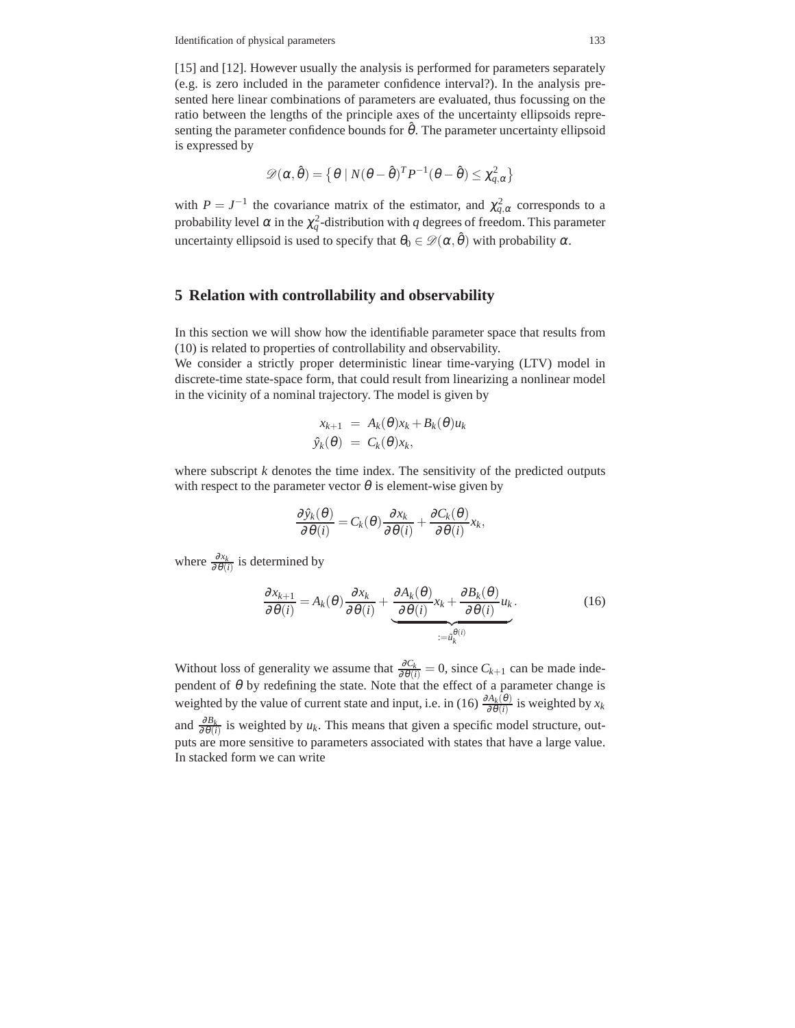[15] and [12]. However usually the analysis is performed for parameters separately (e.g. is zero included in the parameter confidence interval?). In the analysis presented here linear combinations of parameters are evaluated, thus focussing on the ratio between the lengths of the principle axes of the uncertainty ellipsoids representing the parameter confidence bounds for $\hat{\theta}$. The parameter uncertainty ellipsoid is expressed by

$$\mathscr{D}(\alpha,\hat{\theta}) = \left\{ \theta \mid N(\theta-\hat{\theta})^T P^{-1}(\theta-\hat{\theta}) \leq \chi^2_{q,\alpha} \right\}$$

with $P = J^{-1}$ the covariance matrix of the estimator, and $\chi^2_{q,\alpha}$ corresponds to a probability level $\alpha$ in the $\chi^2_q$-distribution with $q$ degrees of freedom. This parameter uncertainty ellipsoid is used to specify that $\theta_0 \in \mathscr{D}(\alpha,\hat{\theta})$ with probability $\alpha$.

## 5 Relation with controllability and observability

In this section we will show how the identifiable parameter space that results from (10) is related to properties of controllability and observability.

We consider a strictly proper deterministic linear time-varying (LTV) model in discrete-time state-space form, that could result from linearizing a nonlinear model in the vicinity of a nominal trajectory. The model is given by

$$\begin{aligned} x_{k+1} &= A_k(\theta)x_k + B_k(\theta)u_k \\ \hat{y}_k(\theta) &= C_k(\theta)x_k, \end{aligned}$$

where subscript $k$ denotes the time index. The sensitivity of the predicted outputs with respect to the parameter vector $\theta$ is element-wise given by

$$\frac{\partial \hat{y}_k(\theta)}{\partial \theta(i)} = C_k(\theta)\frac{\partial x_k}{\partial \theta(i)} + \frac{\partial C_k(\theta)}{\partial \theta(i)}x_k,$$

where $\frac{\partial x_k}{\partial \theta(i)}$ is determined by

$$\frac{\partial x_{k+1}}{\partial \theta(i)} = A_k(\theta)\frac{\partial x_k}{\partial \theta(i)} + \underbrace{\frac{\partial A_k(\theta)}{\partial \theta(i)}x_k + \frac{\partial B_k(\theta)}{\partial \theta(i)}u_k}_{:=\tilde{u}_k^{\theta(i)}}. \tag{16}$$

Without loss of generality we assume that $\frac{\partial C_k}{\partial \theta(i)} = 0$, since $C_{k+1}$ can be made independent of $\theta$ by redefining the state. Note that the effect of a parameter change is weighted by the value of current state and input, i.e. in (16) $\frac{\partial A_k(\theta)}{\partial \theta(i)}$ is weighted by $x_k$ and $\frac{\partial B_k}{\partial \theta(i)}$ is weighted by $u_k$. This means that given a specific model structure, outputs are more sensitive to parameters associated with states that have a large value. In stacked form we can write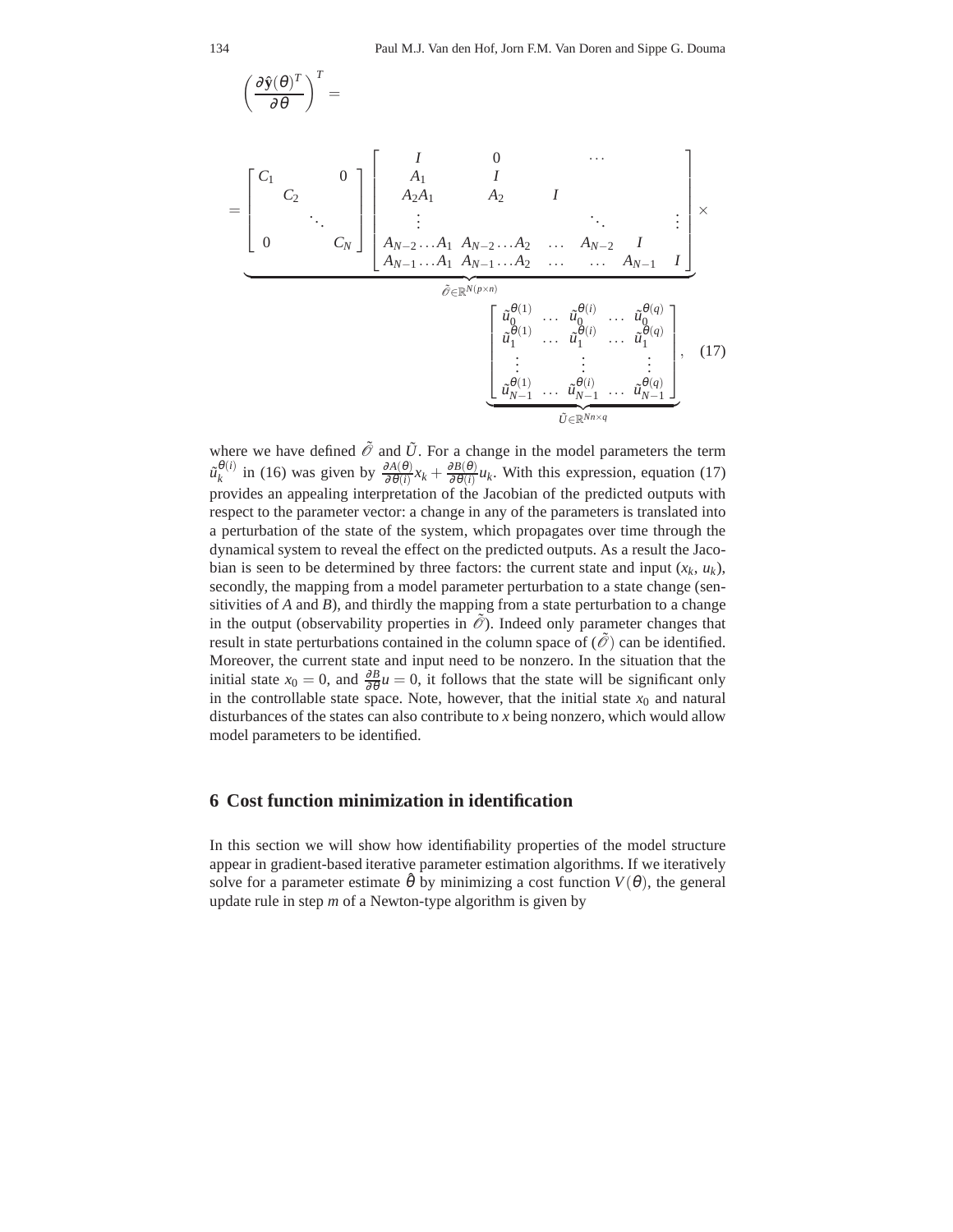$$
\left(\frac{\partial \hat{\mathbf{y}}(\theta)^T}{\partial \theta}\right)^T =
$$

$$
= \underbrace{\begin{bmatrix} C_1 & & 0 \\ & C_2 & \\ & & \ddots \\ 0 & & & C_N \end{bmatrix} \begin{bmatrix} I & 0 & & \cdots & & \\ A_1 & I & & & & \\ A_2A_1 & A_2 & I & & & \\ \vdots & & & \ddots & & \vdots \\ A_{N-2}\dots A_1 & A_{N-2}\dots A_2 & \dots & A_{N-2} & I & \\ A_{N-1}\dots A_1 & A_{N-1}\dots A_2 & \dots & \dots & A_{N-1} & I \end{bmatrix}}_{\tilde{\mathscr{O}} \in \mathbb{R}^{N(p \times n)}} \times
$$

$$
\underbrace{\begin{bmatrix} \tilde{u}_0^{\theta(1)} & \dots & \tilde{u}_0^{\theta(i)} & \dots & \tilde{u}_0^{\theta(q)} \\ \tilde{u}_1^{\theta(1)} & \dots & \tilde{u}_1^{\theta(i)} & \dots & \tilde{u}_1^{\theta(q)} \\ \vdots & & \vdots & & \vdots \\ \tilde{u}_{N-1}^{\theta(1)} & \dots & \tilde{u}_{N-1}^{\theta(i)} & \dots & \tilde{u}_{N-1}^{\theta(q)} \end{bmatrix}}_{\tilde{U} \in \mathbb{R}^{Nn \times q}}, \quad (17)
$$

where we have defined $\tilde{\mathscr{O}}$ and $\tilde{U}$. For a change in the model parameters the term $\tilde{u}_k^{\theta(i)}$ in (16) was given by $\frac{\partial A(\theta)}{\partial \theta(i)} x_k + \frac{\partial B(\theta)}{\partial \theta(i)} u_k$. With this expression, equation (17) provides an appealing interpretation of the Jacobian of the predicted outputs with respect to the parameter vector: a change in any of the parameters is translated into a perturbation of the state of the system, which propagates over time through the dynamical system to reveal the effect on the predicted outputs. As a result the Jacobian is seen to be determined by three factors: the current state and input ($x_k$, $u_k$), secondly, the mapping from a model parameter perturbation to a state change (sensitivities of $A$ and $B$), and thirdly the mapping from a state perturbation to a change in the output (observability properties in $\tilde{\mathscr{O}}$). Indeed only parameter changes that result in state perturbations contained in the column space of ($\tilde{\mathscr{O}}$) can be identified. Moreover, the current state and input need to be nonzero. In the situation that the initial state $x_0 = 0$, and $\frac{\partial B}{\partial \theta} u = 0$, it follows that the state will be significant only in the controllable state space. Note, however, that the initial state $x_0$ and natural disturbances of the states can also contribute to $x$ being nonzero, which would allow model parameters to be identified.

## 6 Cost function minimization in identification

In this section we will show how identifiability properties of the model structure appear in gradient-based iterative parameter estimation algorithms. If we iteratively solve for a parameter estimate $\hat{\theta}$ by minimizing a cost function $V(\theta)$, the general update rule in step $m$ of a Newton-type algorithm is given by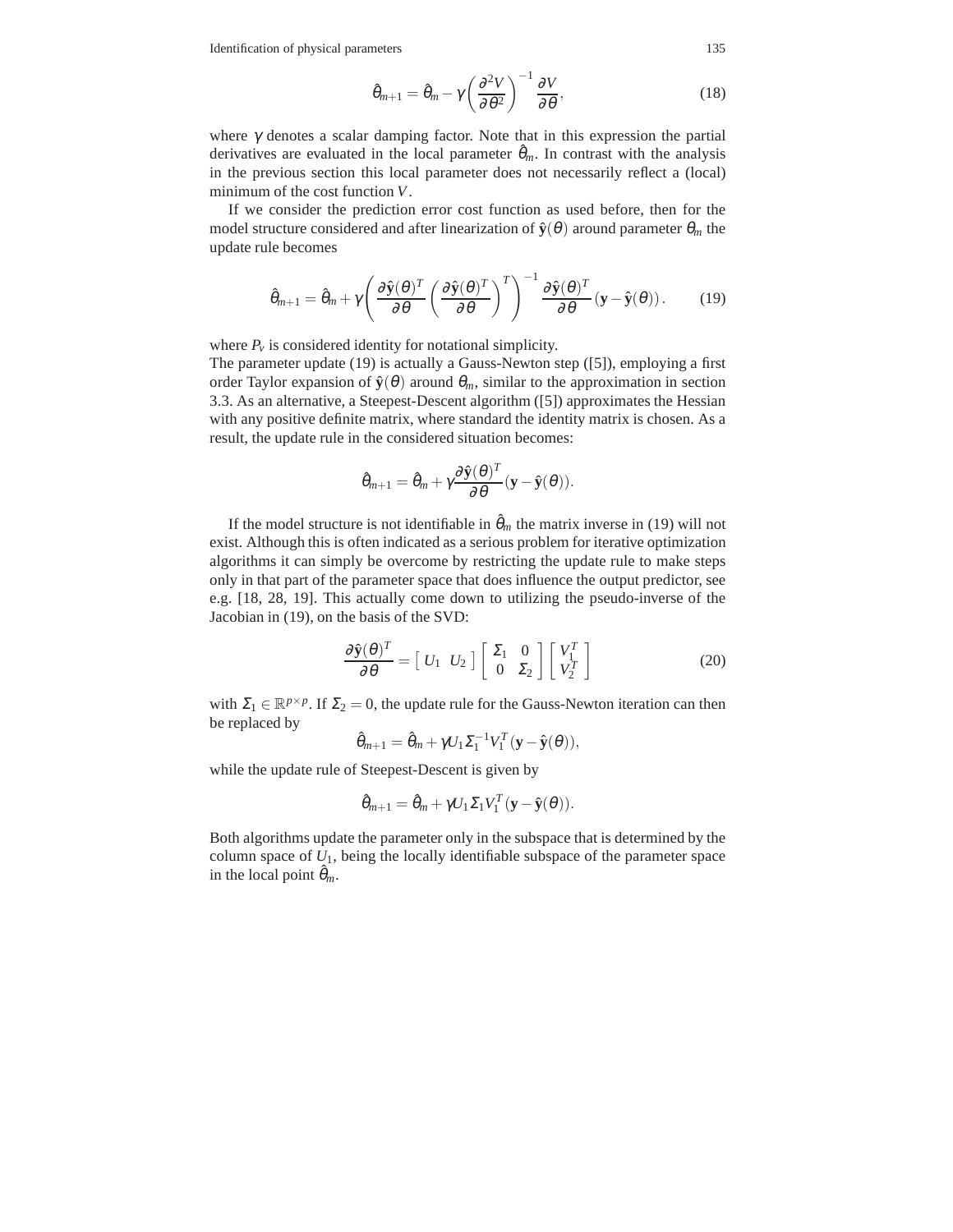$$\hat{\theta}_{m+1} = \hat{\theta}_m - \gamma \left( \frac{\partial^2 V}{\partial \theta^2} \right)^{-1} \frac{\partial V}{\partial \theta}, \tag{18}$$

where $\gamma$ denotes a scalar damping factor. Note that in this expression the partial derivatives are evaluated in the local parameter $\hat{\theta}_m$. In contrast with the analysis in the previous section this local parameter does not necessarily reflect a (local) minimum of the cost function $V$.

If we consider the prediction error cost function as used before, then for the model structure considered and after linearization of $\hat{\mathbf{y}}(\theta)$ around parameter $\theta_m$ the update rule becomes

$$\hat{\theta}_{m+1} = \hat{\theta}_m + \gamma \left( \frac{\partial \hat{\mathbf{y}}(\theta)^T}{\partial \theta} \left( \frac{\partial \hat{\mathbf{y}}(\theta)^T}{\partial \theta} \right)^T \right)^{-1} \frac{\partial \hat{\mathbf{y}}(\theta)^T}{\partial \theta} (\mathbf{y} - \hat{\mathbf{y}}(\theta)). \tag{19}$$

where $P_v$ is considered identity for notational simplicity.
The parameter update (19) is actually a Gauss-Newton step ([5]), employing a first order Taylor expansion of $\hat{\mathbf{y}}(\theta)$ around $\theta_m$, similar to the approximation in section 3.3. As an alternative, a Steepest-Descent algorithm ([5]) approximates the Hessian with any positive definite matrix, where standard the identity matrix is chosen. As a result, the update rule in the considered situation becomes:

$$\hat{\theta}_{m+1} = \hat{\theta}_m + \gamma \frac{\partial \hat{\mathbf{y}}(\theta)^T}{\partial \theta} (\mathbf{y} - \hat{\mathbf{y}}(\theta)).$$

If the model structure is not identifiable in $\hat{\theta}_m$ the matrix inverse in (19) will not exist. Although this is often indicated as a serious problem for iterative optimization algorithms it can simply be overcome by restricting the update rule to make steps only in that part of the parameter space that does influence the output predictor, see e.g. [18, 28, 19]. This actually come down to utilizing the pseudo-inverse of the Jacobian in (19), on the basis of the SVD:

$$\frac{\partial \hat{\mathbf{y}}(\theta)^T}{\partial \theta} = \begin{bmatrix} U_1 & U_2 \end{bmatrix} \begin{bmatrix} \Sigma_1 & 0 \\ 0 & \Sigma_2 \end{bmatrix} \begin{bmatrix} V_1^T \\ V_2^T \end{bmatrix} \tag{20}$$

with $\Sigma_1 \in \mathbb{R}^{p \times p}$. If $\Sigma_2 = 0$, the update rule for the Gauss-Newton iteration can then be replaced by

$$\hat{\theta}_{m+1} = \hat{\theta}_m + \gamma U_1 \Sigma_1^{-1} V_1^T (\mathbf{y} - \hat{\mathbf{y}}(\theta)),$$

while the update rule of Steepest-Descent is given by

$$\hat{\theta}_{m+1} = \hat{\theta}_m + \gamma U_1 \Sigma_1 V_1^T (\mathbf{y} - \hat{\mathbf{y}}(\theta)).$$

Both algorithms update the parameter only in the subspace that is determined by the column space of $U_1$, being the locally identifiable subspace of the parameter space in the local point $\hat{\theta}_m$.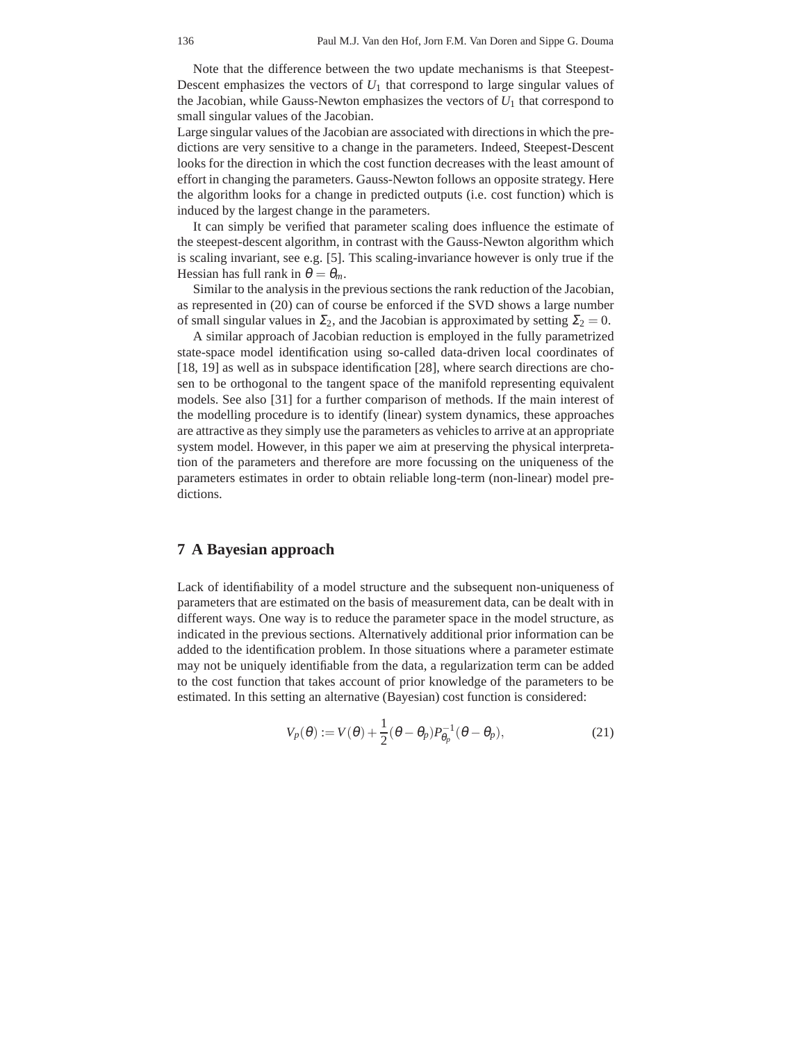Note that the difference between the two update mechanisms is that Steepest-Descent emphasizes the vectors of $U_1$ that correspond to large singular values of the Jacobian, while Gauss-Newton emphasizes the vectors of $U_1$ that correspond to small singular values of the Jacobian.

Large singular values of the Jacobian are associated with directions in which the predictions are very sensitive to a change in the parameters. Indeed, Steepest-Descent looks for the direction in which the cost function decreases with the least amount of effort in changing the parameters. Gauss-Newton follows an opposite strategy. Here the algorithm looks for a change in predicted outputs (i.e. cost function) which is induced by the largest change in the parameters.

It can simply be verified that parameter scaling does influence the estimate of the steepest-descent algorithm, in contrast with the Gauss-Newton algorithm which is scaling invariant, see e.g. [5]. This scaling-invariance however is only true if the Hessian has full rank in $\theta = \theta_m$.

Similar to the analysis in the previous sections the rank reduction of the Jacobian, as represented in (20) can of course be enforced if the SVD shows a large number of small singular values in $\Sigma_2$, and the Jacobian is approximated by setting $\Sigma_2 = 0$.

A similar approach of Jacobian reduction is employed in the fully parametrized state-space model identification using so-called data-driven local coordinates of [18, 19] as well as in subspace identification [28], where search directions are chosen to be orthogonal to the tangent space of the manifold representing equivalent models. See also [31] for a further comparison of methods. If the main interest of the modelling procedure is to identify (linear) system dynamics, these approaches are attractive as they simply use the parameters as vehicles to arrive at an appropriate system model. However, in this paper we aim at preserving the physical interpretation of the parameters and therefore are more focussing on the uniqueness of the parameters estimates in order to obtain reliable long-term (non-linear) model predictions.

## 7 A Bayesian approach

Lack of identifiability of a model structure and the subsequent non-uniqueness of parameters that are estimated on the basis of measurement data, can be dealt with in different ways. One way is to reduce the parameter space in the model structure, as indicated in the previous sections. Alternatively additional prior information can be added to the identification problem. In those situations where a parameter estimate may not be uniquely identifiable from the data, a regularization term can be added to the cost function that takes account of prior knowledge of the parameters to be estimated. In this setting an alternative (Bayesian) cost function is considered:

$$V_p(\theta) := V(\theta) + \frac{1}{2}(\theta - \theta_p)P_{\theta_p}^{-1}(\theta - \theta_p), \tag{21}$$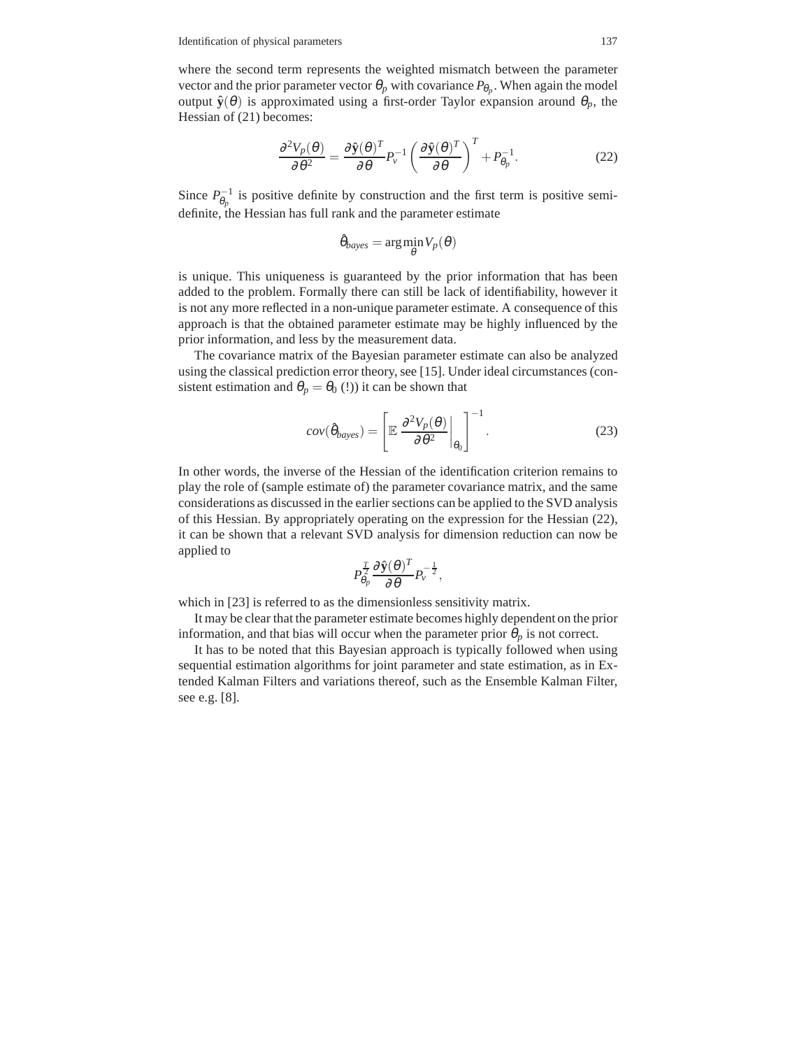where the second term represents the weighted mismatch between the parameter vector and the prior parameter vector $\theta_p$ with covariance $P_{\theta_p}$. When again the model output $\hat{\mathbf{y}}(\theta)$ is approximated using a first-order Taylor expansion around $\theta_p$, the Hessian of (21) becomes:

$$\frac{\partial^2 V_p(\theta)}{\partial \theta^2} = \frac{\partial \hat{\mathbf{y}}(\theta)^T}{\partial \theta} P_v^{-1} \left( \frac{\partial \hat{\mathbf{y}}(\theta)^T}{\partial \theta} \right)^T + P_{\theta_p}^{-1}. \tag{22}$$

Since $P_{\theta_p}^{-1}$ is positive definite by construction and the first term is positive semi-definite, the Hessian has full rank and the parameter estimate

$$\hat{\theta}_{bayes} = \arg\min_{\theta} V_p(\theta)$$

is unique. This uniqueness is guaranteed by the prior information that has been added to the problem. Formally there can still be lack of identifiability, however it is not any more reflected in a non-unique parameter estimate. A consequence of this approach is that the obtained parameter estimate may be highly influenced by the prior information, and less by the measurement data.

The covariance matrix of the Bayesian parameter estimate can also be analyzed using the classical prediction error theory, see [15]. Under ideal circumstances (consistent estimation and $\theta_p = \theta_0$ (!)) it can be shown that

$$cov(\hat{\theta}_{bayes}) = \left[ \mathbb{E} \left. \frac{\partial^2 V_p(\theta)}{\partial \theta^2} \right|_{\theta_0} \right]^{-1}. \tag{23}$$

In other words, the inverse of the Hessian of the identification criterion remains to play the role of (sample estimate of) the parameter covariance matrix, and the same considerations as discussed in the earlier sections can be applied to the SVD analysis of this Hessian. By appropriately operating on the expression for the Hessian (22), it can be shown that a relevant SVD analysis for dimension reduction can now be applied to

$$P_{\theta_p}^{\frac{T}{2}} \frac{\partial \hat{\mathbf{y}}(\theta)^T}{\partial \theta} P_v^{-\frac{1}{2}},$$

which in [23] is referred to as the dimensionless sensitivity matrix.

It may be clear that the parameter estimate becomes highly dependent on the prior information, and that bias will occur when the parameter prior $\theta_p$ is not correct.

It has to be noted that this Bayesian approach is typically followed when using sequential estimation algorithms for joint parameter and state estimation, as in Extended Kalman Filters and variations thereof, such as the Ensemble Kalman Filter, see e.g. [8].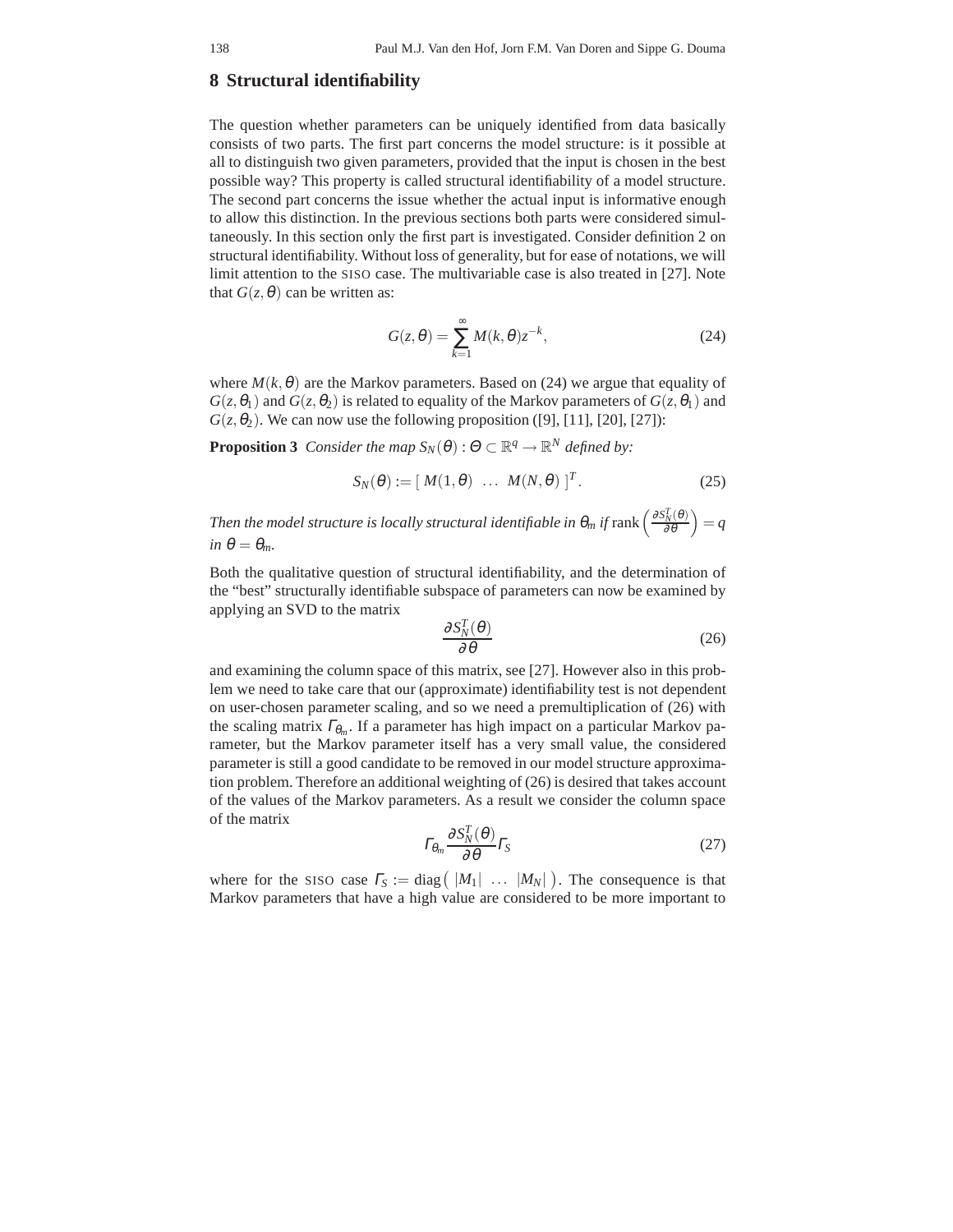## 8 Structural identifiability

The question whether parameters can be uniquely identified from data basically consists of two parts. The first part concerns the model structure: is it possible at all to distinguish two given parameters, provided that the input is chosen in the best possible way? This property is called structural identifiability of a model structure. The second part concerns the issue whether the actual input is informative enough to allow this distinction. In the previous sections both parts were considered simultaneously. In this section only the first part is investigated. Consider definition 2 on structural identifiability. Without loss of generality, but for ease of notations, we will limit attention to the SISO case. The multivariable case is also treated in [27]. Note that $G(z,\theta)$ can be written as:

$$G(z,\theta) = \sum_{k=1}^{\infty} M(k,\theta) z^{-k}, \tag{24}$$

where $M(k,\theta)$ are the Markov parameters. Based on (24) we argue that equality of $G(z,\theta_1)$ and $G(z,\theta_2)$ is related to equality of the Markov parameters of $G(z,\theta_1)$ and $G(z,\theta_2)$. We can now use the following proposition ([9], [11], [20], [27]):

**Proposition 3** *Consider the map $S_N(\theta) : \Theta \subset \mathbb{R}^q \to \mathbb{R}^N$ defined by:*

$$S_N(\theta) := [\, M(1,\theta) \;\; \ldots \;\; M(N,\theta) \,]^T. \tag{25}$$

*Then the model structure is locally structural identifiable in $\theta_m$ if $\operatorname{rank}\left(\frac{\partial S_N^T(\theta)}{\partial \theta}\right) = q$ in $\theta = \theta_m$.*

Both the qualitative question of structural identifiability, and the determination of the "best" structurally identifiable subspace of parameters can now be examined by applying an SVD to the matrix

$$\frac{\partial S_N^T(\theta)}{\partial \theta} \tag{26}$$

and examining the column space of this matrix, see [27]. However also in this problem we need to take care that our (approximate) identifiability test is not dependent on user-chosen parameter scaling, and so we need a premultiplication of (26) with the scaling matrix $\Gamma_{\theta_m}$. If a parameter has high impact on a particular Markov parameter, but the Markov parameter itself has a very small value, the considered parameter is still a good candidate to be removed in our model structure approximation problem. Therefore an additional weighting of (26) is desired that takes account of the values of the Markov parameters. As a result we consider the column space of the matrix

$$\Gamma_{\theta_m} \frac{\partial S_N^T(\theta)}{\partial \theta} \Gamma_S \tag{27}$$

where for the SISO case $\Gamma_S := \operatorname{diag}\left( |M_1| \;\; \ldots \;\; |M_N| \right)$. The consequence is that Markov parameters that have a high value are considered to be more important to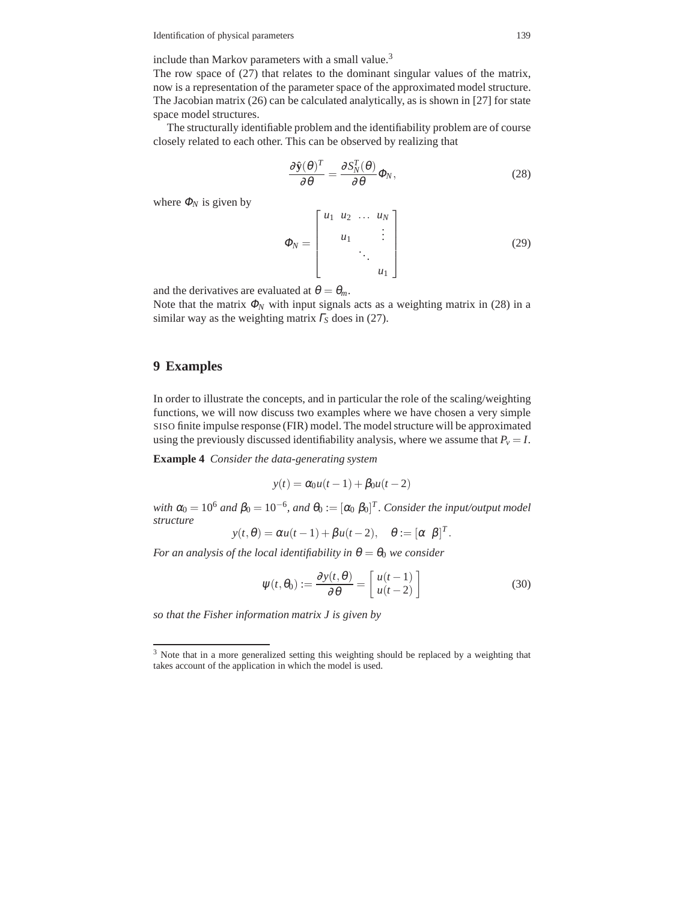include than Markov parameters with a small value.[3]

The row space of (27) that relates to the dominant singular values of the matrix, now is a representation of the parameter space of the approximated model structure. The Jacobian matrix (26) can be calculated analytically, as is shown in [27] for state space model structures.

The structurally identifiable problem and the identifiability problem are of course closely related to each other. This can be observed by realizing that

$$\frac{\partial \hat{\mathbf{y}}(\theta)^T}{\partial \theta} = \frac{\partial S_N^T(\theta)}{\partial \theta} \Phi_N, \tag{28}$$

where $\Phi_N$ is given by

$$\Phi_N = \begin{bmatrix} u_1 & u_2 & \dots & u_N \\ & u_1 & & \vdots \\ & & \ddots & \\ & & & u_1 \end{bmatrix} \tag{29}$$

and the derivatives are evaluated at $\theta = \theta_m$.

Note that the matrix $\Phi_N$ with input signals acts as a weighting matrix in (28) in a similar way as the weighting matrix $\Gamma_S$ does in (27).

## 9 Examples

In order to illustrate the concepts, and in particular the role of the scaling/weighting functions, we will now discuss two examples where we have chosen a very simple SISO finite impulse response (FIR) model. The model structure will be approximated using the previously discussed identifiability analysis, where we assume that $P_v = I$.

**Example 4** *Consider the data-generating system*

$$y(t) = \alpha_0 u(t-1) + \beta_0 u(t-2)$$

*with $\alpha_0 = 10^6$ and $\beta_0 = 10^{-6}$, and $\theta_0 := [\alpha_0 \ \beta_0]^T$. Consider the input/output model structure*

$$y(t,\theta) = \alpha u(t-1) + \beta u(t-2), \quad \theta := [\alpha \ \ \beta]^T.$$

*For an analysis of the local identifiability in $\theta = \theta_0$ we consider*

$$\psi(t,\theta_0) := \frac{\partial y(t,\theta)}{\partial \theta} = \begin{bmatrix} u(t-1) \\ u(t-2) \end{bmatrix} \tag{30}$$

*so that the Fisher information matrix $J$ is given by*

[3] Note that in a more generalized setting this weighting should be replaced by a weighting that takes account of the application in which the model is used.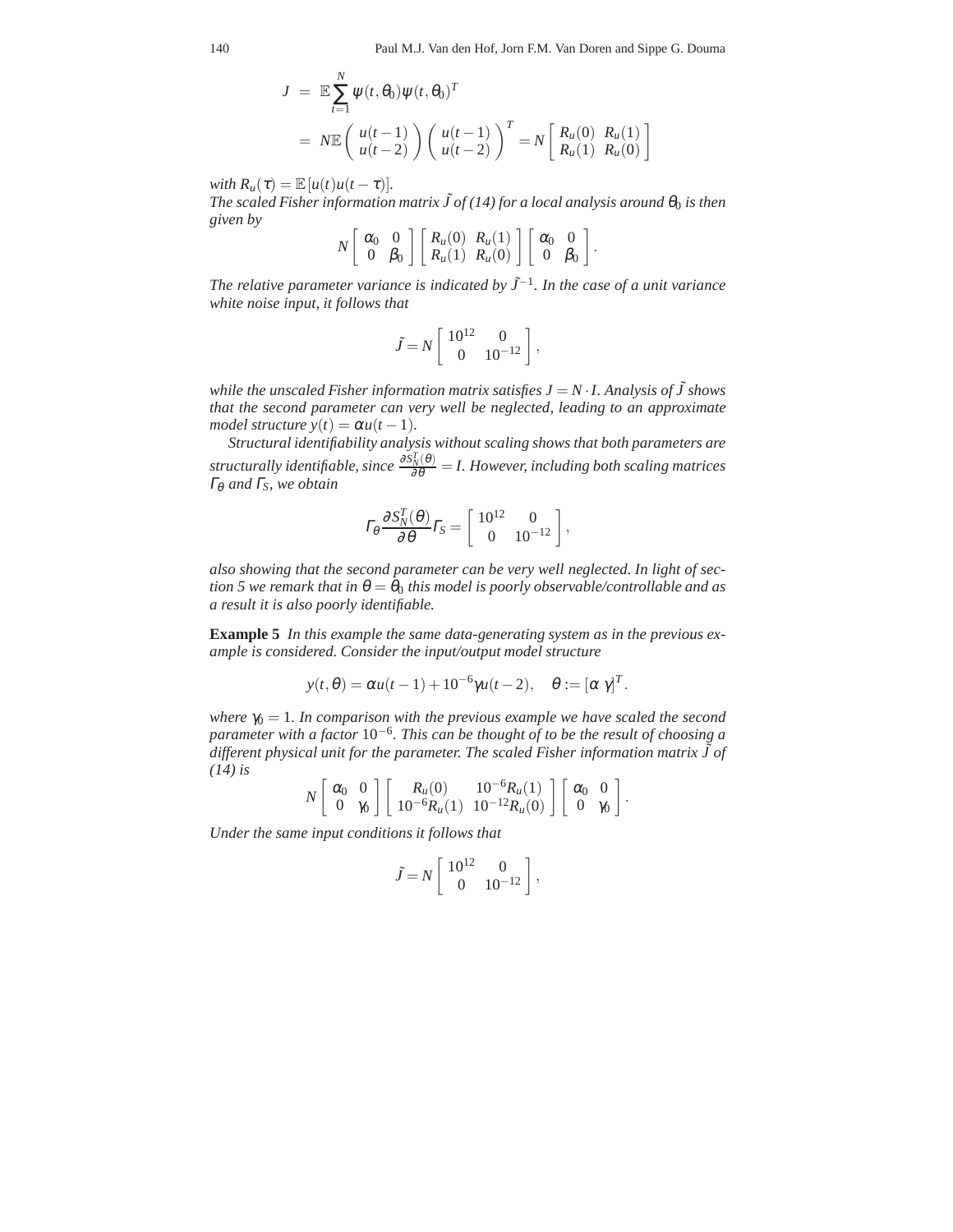$$
\begin{aligned}
J &= \mathbb{E}\sum_{t=1}^{N} \psi(t,\theta_0)\psi(t,\theta_0)^T \\
&= N\mathbb{E}\begin{pmatrix} u(t-1) \\ u(t-2) \end{pmatrix}\begin{pmatrix} u(t-1) \\ u(t-2) \end{pmatrix}^T = N\begin{bmatrix} R_u(0) & R_u(1) \\ R_u(1) & R_u(0) \end{bmatrix}
\end{aligned}
$$

*with $R_u(\tau) = \mathbb{E}[u(t)u(t-\tau)]$.*

*The scaled Fisher information matrix $\tilde{J}$ of (14) for a local analysis around $\theta_0$ is then given by*

$$
N\begin{bmatrix} \alpha_0 & 0 \\ 0 & \beta_0 \end{bmatrix}\begin{bmatrix} R_u(0) & R_u(1) \\ R_u(1) & R_u(0) \end{bmatrix}\begin{bmatrix} \alpha_0 & 0 \\ 0 & \beta_0 \end{bmatrix}.
$$

*The relative parameter variance is indicated by $\tilde{J}^{-1}$. In the case of a unit variance white noise input, it follows that*

$$
\tilde{J} = N\begin{bmatrix} 10^{12} & 0 \\ 0 & 10^{-12} \end{bmatrix},
$$

*while the unscaled Fisher information matrix satisfies $J = N \cdot I$. Analysis of $\tilde{J}$ shows that the second parameter can very well be neglected, leading to an approximate model structure $y(t) = \alpha u(t-1)$.*

*Structural identifiability analysis without scaling shows that both parameters are structurally identifiable, since $\frac{\partial S_N^T(\theta)}{\partial \theta} = I$. However, including both scaling matrices $\Gamma_\theta$ and $\Gamma_S$, we obtain*

$$
\Gamma_\theta \frac{\partial S_N^T(\theta)}{\partial \theta}\Gamma_S = \begin{bmatrix} 10^{12} & 0 \\ 0 & 10^{-12} \end{bmatrix},
$$

*also showing that the second parameter can be very well neglected. In light of section 5 we remark that in $\theta = \theta_0$ this model is poorly observable/controllable and as a result it is also poorly identifiable.*

**Example 5** *In this example the same data-generating system as in the previous example is considered. Consider the input/output model structure*

$$
y(t,\theta) = \alpha u(t-1) + 10^{-6}\gamma u(t-2), \quad \theta := [\alpha \;\; \gamma]^T.
$$

*where $\gamma_0 = 1$. In comparison with the previous example we have scaled the second parameter with a factor $10^{-6}$. This can be thought of to be the result of choosing a different physical unit for the parameter. The scaled Fisher information matrix $\tilde{J}$ of (14) is*

$$
N\begin{bmatrix} \alpha_0 & 0 \\ 0 & \gamma_0 \end{bmatrix}\begin{bmatrix} R_u(0) & 10^{-6}R_u(1) \\ 10^{-6}R_u(1) & 10^{-12}R_u(0) \end{bmatrix}\begin{bmatrix} \alpha_0 & 0 \\ 0 & \gamma_0 \end{bmatrix}.
$$

*Under the same input conditions it follows that*

$$
\tilde{J} = N\begin{bmatrix} 10^{12} & 0 \\ 0 & 10^{-12} \end{bmatrix},
$$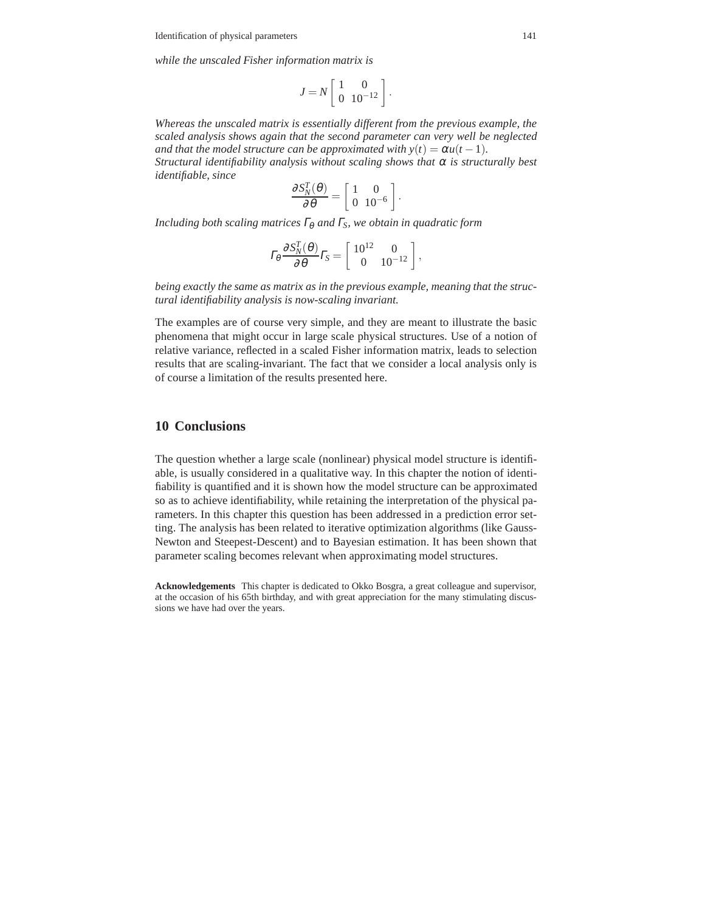*while the unscaled Fisher information matrix is*

$$J = N \begin{bmatrix} 1 & 0 \\ 0 & 10^{-12} \end{bmatrix}.$$

*Whereas the unscaled matrix is essentially different from the previous example, the scaled analysis shows again that the second parameter can very well be neglected and that the model structure can be approximated with $y(t) = \alpha u(t-1)$.*
*Structural identifiability analysis without scaling shows that $\alpha$ is structurally best identifiable, since*

$$\frac{\partial S_N^T(\theta)}{\partial \theta} = \begin{bmatrix} 1 & 0 \\ 0 & 10^{-6} \end{bmatrix}.$$

*Including both scaling matrices $\Gamma_\theta$ and $\Gamma_S$, we obtain in quadratic form*

$$\Gamma_\theta \frac{\partial S_N^T(\theta)}{\partial \theta} \Gamma_S = \begin{bmatrix} 10^{12} & 0 \\ 0 & 10^{-12} \end{bmatrix},$$

*being exactly the same as matrix as in the previous example, meaning that the structural identifiability analysis is now-scaling invariant.*

The examples are of course very simple, and they are meant to illustrate the basic phenomena that might occur in large scale physical structures. Use of a notion of relative variance, reflected in a scaled Fisher information matrix, leads to selection results that are scaling-invariant. The fact that we consider a local analysis only is of course a limitation of the results presented here.

## 10 Conclusions

The question whether a large scale (nonlinear) physical model structure is identifiable, is usually considered in a qualitative way. In this chapter the notion of identifiability is quantified and it is shown how the model structure can be approximated so as to achieve identifiability, while retaining the interpretation of the physical parameters. In this chapter this question has been addressed in a prediction error setting. The analysis has been related to iterative optimization algorithms (like Gauss-Newton and Steepest-Descent) and to Bayesian estimation. It has been shown that parameter scaling becomes relevant when approximating model structures.

**Acknowledgements** This chapter is dedicated to Okko Bosgra, a great colleague and supervisor, at the occasion of his 65th birthday, and with great appreciation for the many stimulating discussions we have had over the years.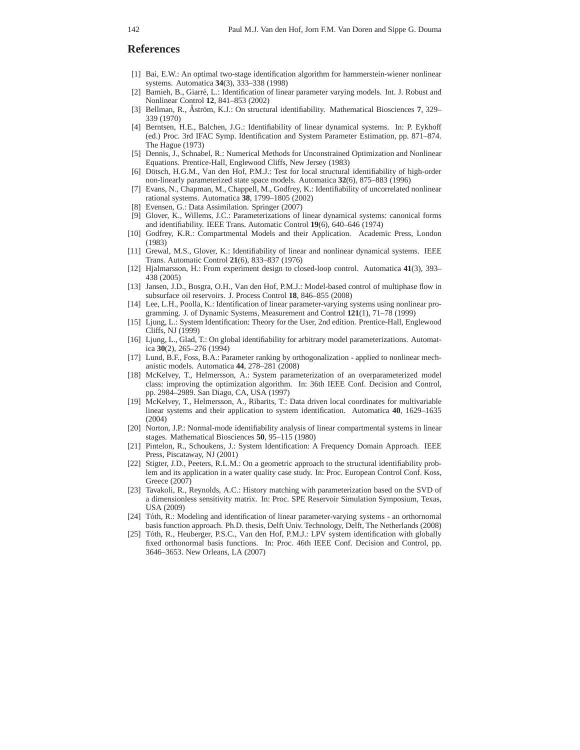## References

1. Bai, E.W.: An optimal two-stage identification algorithm for hammerstein-wiener nonlinear systems. Automatica **34**(3), 333–338 (1998)
2. Bamieh, B., Giarré, L.: Identification of linear parameter varying models. Int. J. Robust and Nonlinear Control **12**, 841–853 (2002)
3. Bellman, R., Åström, K.J.: On structural identifiability. Mathematical Biosciences **7**, 329–339 (1970)
4. Berntsen, H.E., Balchen, J.G.: Identifiability of linear dynamical systems. In: P. Eykhoff (ed.) Proc. 3rd IFAC Symp. Identification and System Parameter Estimation, pp. 871–874. The Hague (1973)
5. Dennis, J., Schnabel, R.: Numerical Methods for Unconstrained Optimization and Nonlinear Equations. Prentice-Hall, Englewood Cliffs, New Jersey (1983)
6. Dötsch, H.G.M., Van den Hof, P.M.J.: Test for local structural identifiability of high-order non-linearly parameterized state space models. Automatica **32**(6), 875–883 (1996)
7. Evans, N., Chapman, M., Chappell, M., Godfrey, K.: Identifiability of uncorrelated nonlinear rational systems. Automatica **38**, 1799–1805 (2002)
8. Evensen, G.: Data Assimilation. Springer (2007)
9. Glover, K., Willems, J.C.: Parameterizations of linear dynamical systems: canonical forms and identifiability. IEEE Trans. Automatic Control **19**(6), 640–646 (1974)
10. Godfrey, K.R.: Compartmental Models and their Application. Academic Press, London (1983)
11. Grewal, M.S., Glover, K.: Identifiability of linear and nonlinear dynamical systems. IEEE Trans. Automatic Control **21**(6), 833–837 (1976)
12. Hjalmarsson, H.: From experiment design to closed-loop control. Automatica **41**(3), 393–438 (2005)
13. Jansen, J.D., Bosgra, O.H., Van den Hof, P.M.J.: Model-based control of multiphase flow in subsurface oil reservoirs. J. Process Control **18**, 846–855 (2008)
14. Lee, L.H., Poolla, K.: Identification of linear parameter-varying systems using nonlinear programming. J. of Dynamic Systems, Measurement and Control **121**(1), 71–78 (1999)
15. Ljung, L.: System Identification: Theory for the User, 2nd edition. Prentice-Hall, Englewood Cliffs, NJ (1999)
16. Ljung, L., Glad, T.: On global identifiability for arbitrary model parameterizations. Automatica **30**(2), 265–276 (1994)
17. Lund, B.F., Foss, B.A.: Parameter ranking by orthogonalization - applied to nonlinear mechanistic models. Automatica **44**, 278–281 (2008)
18. McKelvey, T., Helmersson, A.: System parameterization of an overparameterized model class: improving the optimization algorithm. In: 36th IEEE Conf. Decision and Control, pp. 2984–2989. San Diago, CA, USA (1997)
19. McKelvey, T., Helmersson, A., Ribarits, T.: Data driven local coordinates for multivariable linear systems and their application to system identification. Automatica **40**, 1629–1635 (2004)
20. Norton, J.P.: Normal-mode identifiability analysis of linear compartmental systems in linear stages. Mathematical Biosciences **50**, 95–115 (1980)
21. Pintelon, R., Schoukens, J.: System Identification: A Frequency Domain Approach. IEEE Press, Piscataway, NJ (2001)
22. Stigter, J.D., Peeters, R.L.M.: On a geometric approach to the structural identifiability problem and its application in a water quality case study. In: Proc. European Control Conf. Koss, Greece (2007)
23. Tavakoli, R., Reynolds, A.C.: History matching with parameterization based on the SVD of a dimensionless sensitivity matrix. In: Proc. SPE Reservoir Simulation Symposium, Texas, USA (2009)
24. Tóth, R.: Modeling and identification of linear parameter-varying systems - an orthornomal basis function approach. Ph.D. thesis, Delft Univ. Technology, Delft, The Netherlands (2008)
25. Tóth, R., Heuberger, P.S.C., Van den Hof, P.M.J.: LPV system identification with globally fixed orthonormal basis functions. In: Proc. 46th IEEE Conf. Decision and Control, pp. 3646–3653. New Orleans, LA (2007)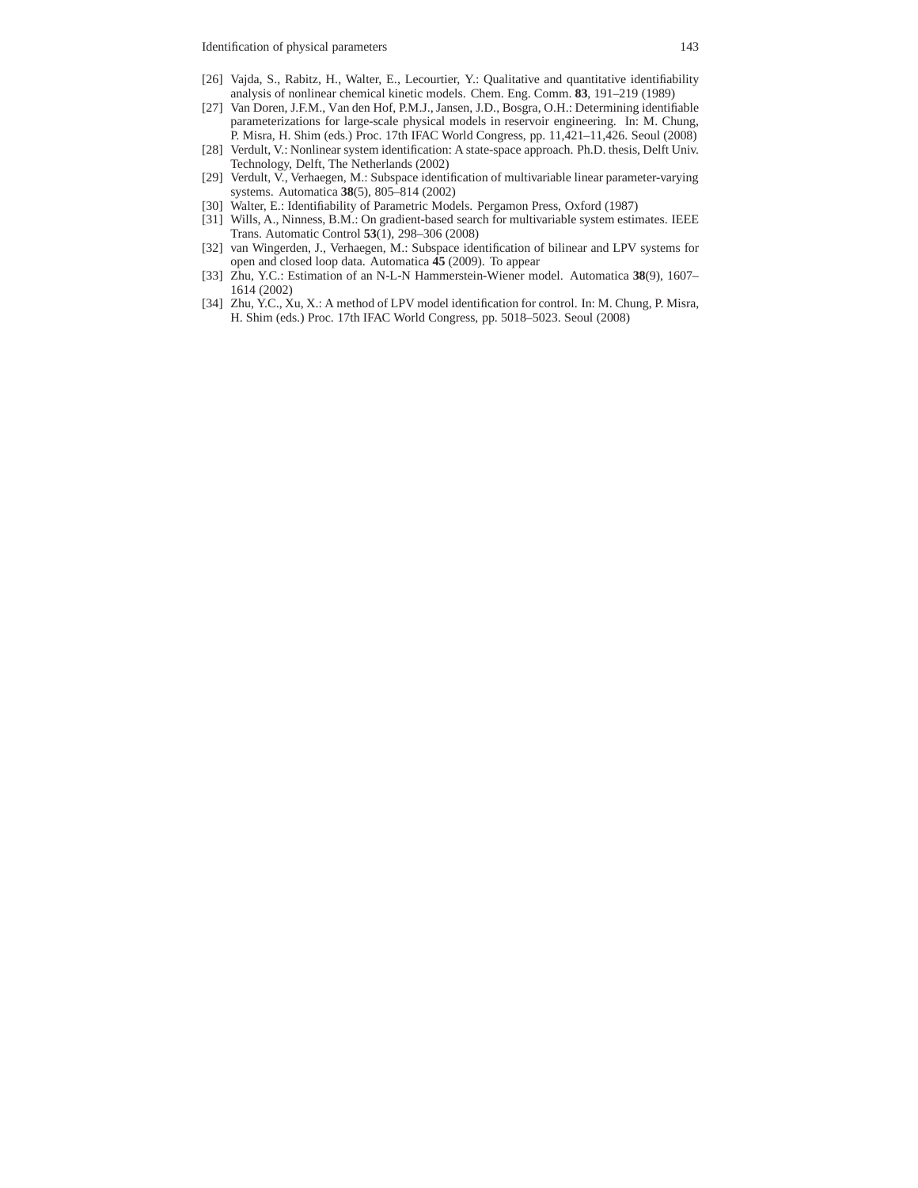[26] Vajda, S., Rabitz, H., Walter, E., Lecourtier, Y.: Qualitative and quantitative identifiability analysis of nonlinear chemical kinetic models. Chem. Eng. Comm. **83**, 191–219 (1989)

[27] Van Doren, J.F.M., Van den Hof, P.M.J., Jansen, J.D., Bosgra, O.H.: Determining identifiable parameterizations for large-scale physical models in reservoir engineering. In: M. Chung, P. Misra, H. Shim (eds.) Proc. 17th IFAC World Congress, pp. 11,421–11,426. Seoul (2008)

[28] Verdult, V.: Nonlinear system identification: A state-space approach. Ph.D. thesis, Delft Univ. Technology, Delft, The Netherlands (2002)

[29] Verdult, V., Verhaegen, M.: Subspace identification of multivariable linear parameter-varying systems. Automatica **38**(5), 805–814 (2002)

[30] Walter, E.: Identifiability of Parametric Models. Pergamon Press, Oxford (1987)

[31] Wills, A., Ninness, B.M.: On gradient-based search for multivariable system estimates. IEEE Trans. Automatic Control **53**(1), 298–306 (2008)

[32] van Wingerden, J., Verhaegen, M.: Subspace identification of bilinear and LPV systems for open and closed loop data. Automatica **45** (2009). To appear

[33] Zhu, Y.C.: Estimation of an N-L-N Hammerstein-Wiener model. Automatica **38**(9), 1607–1614 (2002)

[34] Zhu, Y.C., Xu, X.: A method of LPV model identification for control. In: M. Chung, P. Misra, H. Shim (eds.) Proc. 17th IFAC World Congress, pp. 5018–5023. Seoul (2008)